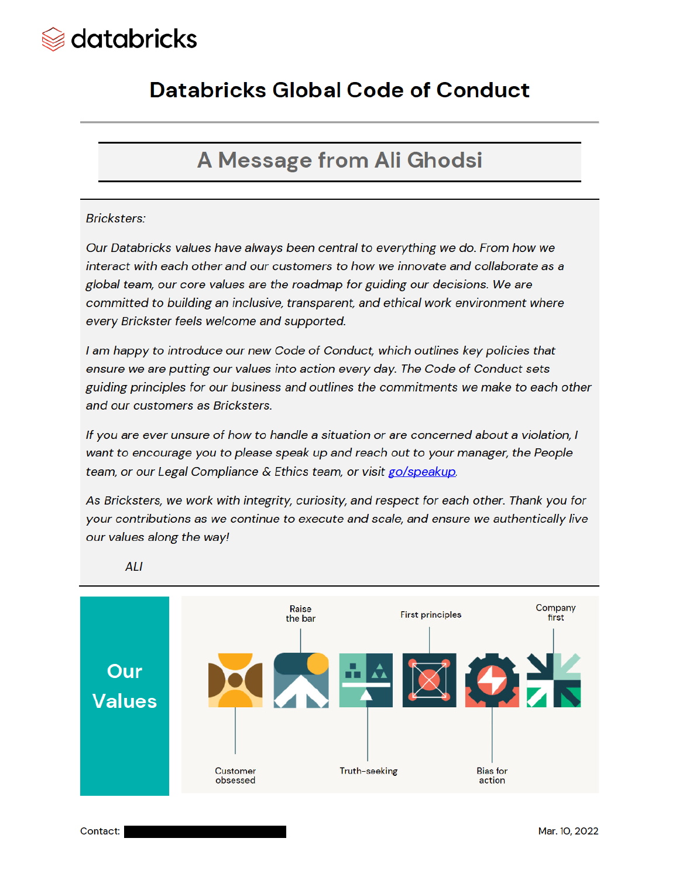databricks

# Databricks Global Code of Conduct

## A Message from Ali Ghodsi

*Bricksters:*

*Our Databricks values have always been central to everything we do. From how we interact with each other and our customers to how we innovate and collaborate as a global team, our core values are the roadmap for guiding our decisions. We are committed to building an inclusive, transparent, and ethical work environment where every Brickster feels welcome and supported.*

*I am happy to introduce our new Code of Conduct, which outlines key policies that ensure we are putting our values into action every day. The Code of Conduct sets guiding principles for our business and outlines the commitments we make to each other and our customers as Bricksters.*

*If you are ever unsure of how to handle a situation or are concerned about a violation, I want to encourage you to please speak up and reach out to your manager, the People team, or our Legal Compliance & Ethics team, or visit [go/speakup](go/speakup).*

*As Bricksters, we work with integrity, curiosity, and respect for each other. Thank you for your contributions as we continue to execute and scale, and ensure we authentically live our values along the way!*

*ALI*

**Our Values**

- Customer obsessed
- Raise the bar
- Truth-seeking
- First principles
- Bias for action
- Company first

Contact: ████████

Mar. 10, 2022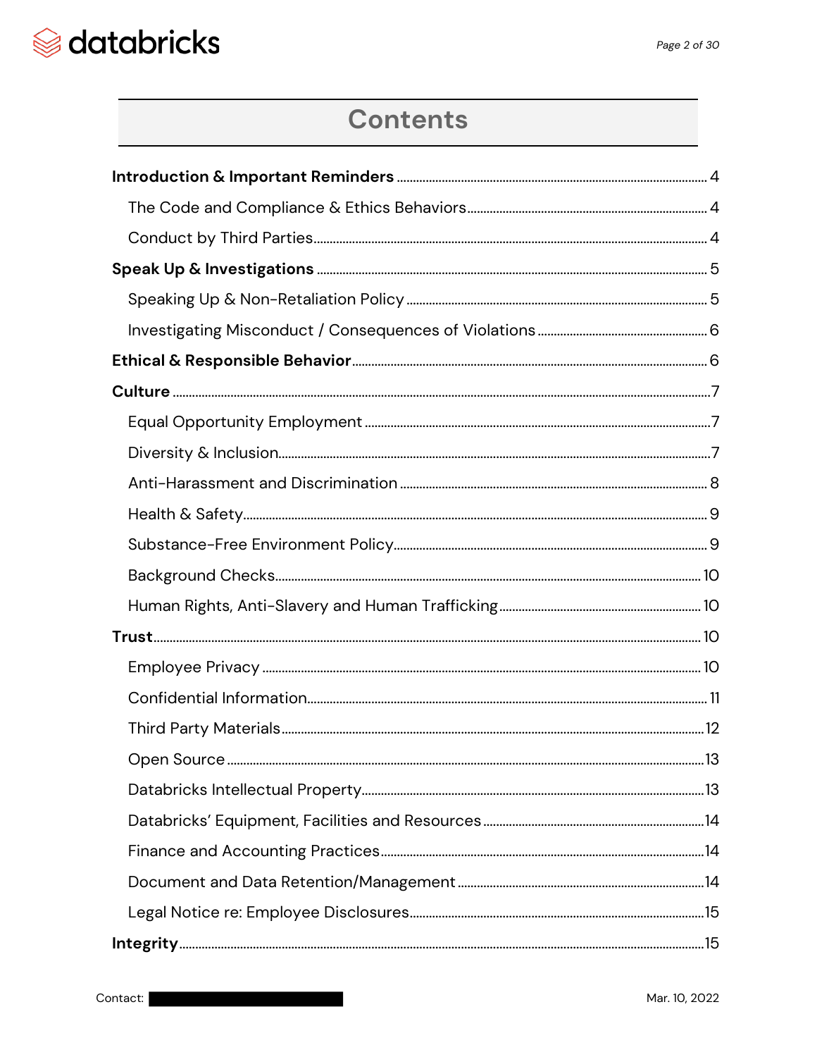# Contents

**Introduction & Important Reminders** ... 4

- The Code and Compliance & Ethics Behaviors ... 4
- Conduct by Third Parties ... 4

**Speak Up & Investigations** ... 5

- Speaking Up & Non-Retaliation Policy ... 5
- Investigating Misconduct / Consequences of Violations ... 6

**Ethical & Responsible Behavior** ... 6

**Culture** ... 7

- Equal Opportunity Employment ... 7
- Diversity & Inclusion ... 7
- Anti-Harassment and Discrimination ... 8
- Health & Safety ... 9
- Substance-Free Environment Policy ... 9
- Background Checks ... 10
- Human Rights, Anti-Slavery and Human Trafficking ... 10

**Trust** ... 10

- Employee Privacy ... 10
- Confidential Information ... 11
- Third Party Materials ... 12
- Open Source ... 13
- Databricks Intellectual Property ... 13
- Databricks' Equipment, Facilities and Resources ... 14
- Finance and Accounting Practices ... 14
- Document and Data Retention/Management ... 14
- Legal Notice re: Employee Disclosures ... 15

**Integrity** ... 15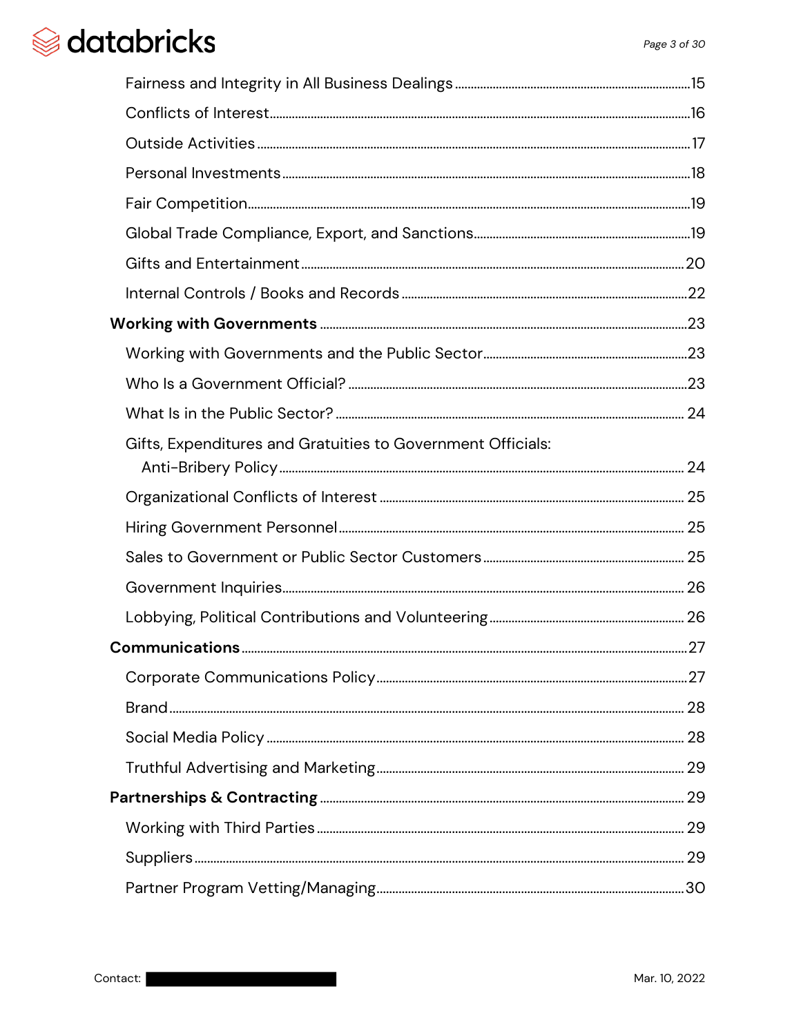- Fairness and Integrity in All Business Dealings ... 15
- Conflicts of Interest ... 16
- Outside Activities ... 17
- Personal Investments ... 18
- Fair Competition ... 19
- Global Trade Compliance, Export, and Sanctions ... 19
- Gifts and Entertainment ... 20
- Internal Controls / Books and Records ... 22

**Working with Governments** ... 23

- Working with Governments and the Public Sector ... 23
- Who Is a Government Official? ... 23
- What Is in the Public Sector? ... 24
- Gifts, Expenditures and Gratuities to Government Officials: Anti-Bribery Policy ... 24
- Organizational Conflicts of Interest ... 25
- Hiring Government Personnel ... 25
- Sales to Government or Public Sector Customers ... 25
- Government Inquiries ... 26
- Lobbying, Political Contributions and Volunteering ... 26

**Communications** ... 27

- Corporate Communications Policy ... 27
- Brand ... 28
- Social Media Policy ... 28
- Truthful Advertising and Marketing ... 29

**Partnerships & Contracting** ... 29

- Working with Third Parties ... 29
- Suppliers ... 29
- Partner Program Vetting/Managing ... 30

Contact: [REDACTED] Mar. 10, 2022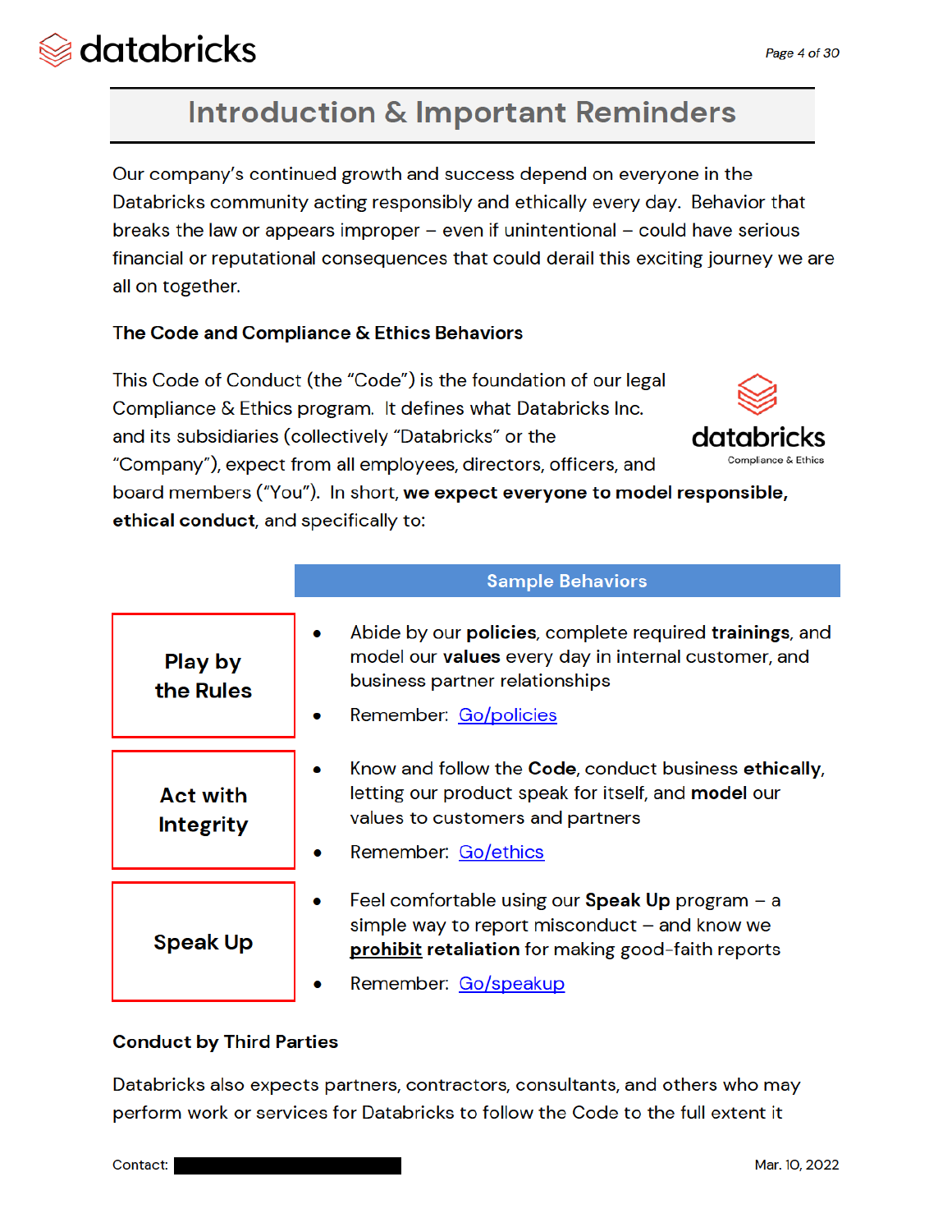# Introduction & Important Reminders

Our company's continued growth and success depend on everyone in the Databricks community acting responsibly and ethically every day. Behavior that breaks the law or appears improper – even if unintentional – could have serious financial or reputational consequences that could derail this exciting journey we are all on together.

### The Code and Compliance & Ethics Behaviors

This Code of Conduct (the "Code") is the foundation of our legal Compliance & Ethics program. It defines what Databricks Inc. and its subsidiaries (collectively "Databricks" or the "Company"), expect from all employees, directors, officers, and board members ("You"). In short, **we expect everyone to model responsible, ethical conduct**, and specifically to:

| | Sample Behaviors |
|---|---|
| **Play by the Rules** | • Abide by our **policies**, complete required **trainings**, and model our **values** every day in internal customer, and business partner relationships<br>• Remember: Go/policies |
| **Act with Integrity** | • Know and follow the **Code**, conduct business **ethically**, letting our product speak for itself, and **model** our values to customers and partners<br>• Remember: Go/ethics |
| **Speak Up** | • Feel comfortable using our **Speak Up** program – a simple way to report misconduct – and know we **prohibit retaliation** for making good-faith reports<br>• Remember: Go/speakup |

### Conduct by Third Parties

Databricks also expects partners, contractors, consultants, and others who may perform work or services for Databricks to follow the Code to the full extent it

Contact: ████████

Mar. 10, 2022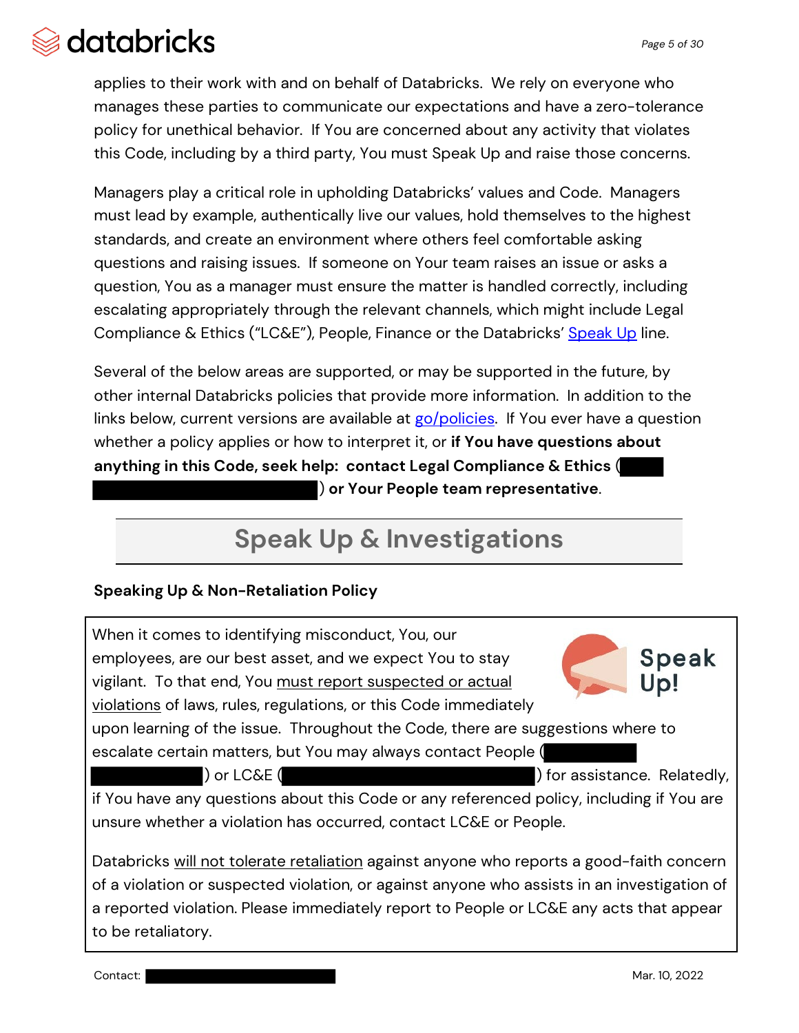applies to their work with and on behalf of Databricks. We rely on everyone who manages these parties to communicate our expectations and have a zero-tolerance policy for unethical behavior. If You are concerned about any activity that violates this Code, including by a third party, You must Speak Up and raise those concerns.

Managers play a critical role in upholding Databricks' values and Code. Managers must lead by example, authentically live our values, hold themselves to the highest standards, and create an environment where others feel comfortable asking questions and raising issues. If someone on Your team raises an issue or asks a question, You as a manager must ensure the matter is handled correctly, including escalating appropriately through the relevant channels, which might include Legal Compliance & Ethics ("LC&E"), People, Finance or the Databricks' Speak Up line.

Several of the below areas are supported, or may be supported in the future, by other internal Databricks policies that provide more information. In addition to the links below, current versions are available at go/policies. If You ever have a question whether a policy applies or how to interpret it, or **if You have questions about anything in this Code, seek help: contact Legal Compliance & Ethics (█████ ████████████████) or Your People team representative**.

## Speak Up & Investigations

### Speaking Up & Non-Retaliation Policy

When it comes to identifying misconduct, You, our employees, are our best asset, and we expect You to stay vigilant. To that end, You must report suspected or actual violations of laws, rules, regulations, or this Code immediately upon learning of the issue. Throughout the Code, there are suggestions where to escalate certain matters, but You may always contact People (████████ ████████) or LC&E (████████████████████) for assistance. Relatedly, if You have any questions about this Code or any referenced policy, including if You are unsure whether a violation has occurred, contact LC&E or People.

Databricks will not tolerate retaliation against anyone who reports a good-faith concern of a violation or suspected violation, or against anyone who assists in an investigation of a reported violation. Please immediately report to People or LC&E any acts that appear to be retaliatory.

Contact: ████████████████ Mar. 10, 2022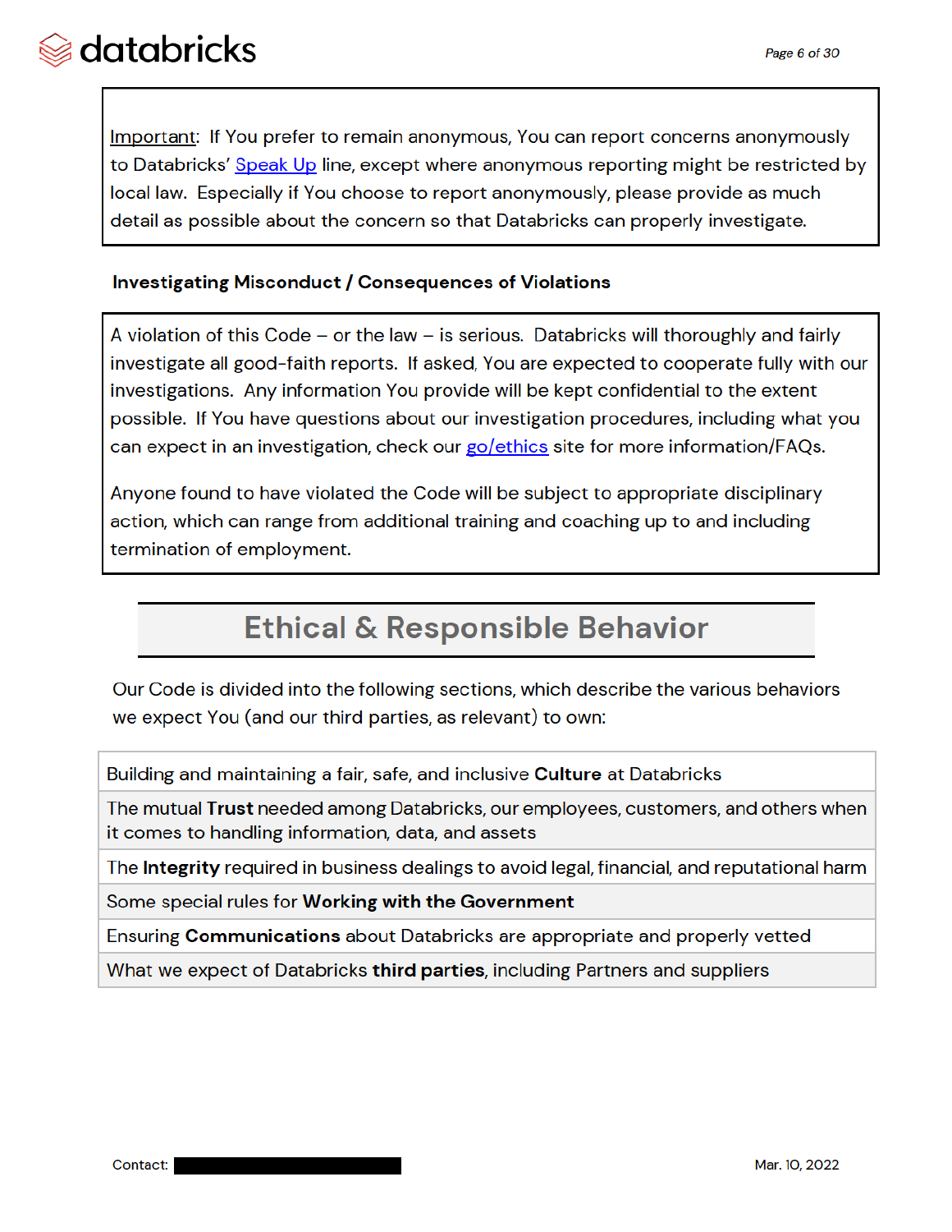Important: If You prefer to remain anonymous, You can report concerns anonymously to Databricks' Speak Up line, except where anonymous reporting might be restricted by local law. Especially if You choose to report anonymously, please provide as much detail as possible about the concern so that Databricks can properly investigate.

**Investigating Misconduct / Consequences of Violations**

A violation of this Code – or the law – is serious. Databricks will thoroughly and fairly investigate all good-faith reports. If asked, You are expected to cooperate fully with our investigations. Any information You provide will be kept confidential to the extent possible. If You have questions about our investigation procedures, including what you can expect in an investigation, check our go/ethics site for more information/FAQs.

Anyone found to have violated the Code will be subject to appropriate disciplinary action, which can range from additional training and coaching up to and including termination of employment.

## Ethical & Responsible Behavior

Our Code is divided into the following sections, which describe the various behaviors we expect You (and our third parties, as relevant) to own:

| |
|---|
| Building and maintaining a fair, safe, and inclusive **Culture** at Databricks |
| The mutual **Trust** needed among Databricks, our employees, customers, and others when it comes to handling information, data, and assets |
| The **Integrity** required in business dealings to avoid legal, financial, and reputational harm |
| Some special rules for **Working with the Government** |
| Ensuring **Communications** about Databricks are appropriate and properly vetted |
| What we expect of Databricks **third parties**, including Partners and suppliers |

Contact: [REDACTED]

Mar. 10, 2022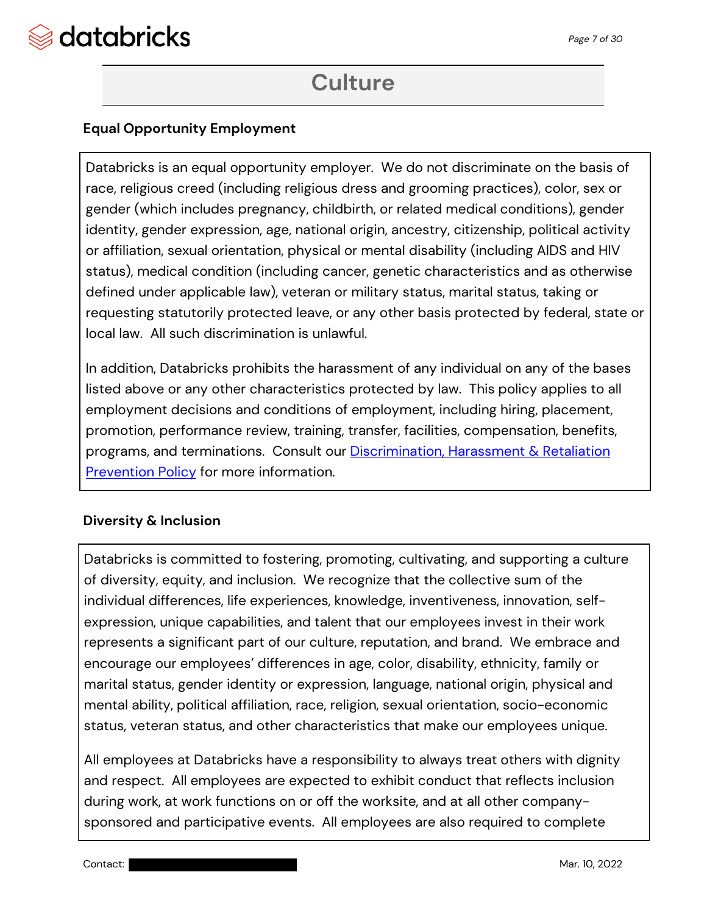# Culture

### Equal Opportunity Employment

Databricks is an equal opportunity employer. We do not discriminate on the basis of race, religious creed (including religious dress and grooming practices), color, sex or gender (which includes pregnancy, childbirth, or related medical conditions), gender identity, gender expression, age, national origin, ancestry, citizenship, political activity or affiliation, sexual orientation, physical or mental disability (including AIDS and HIV status), medical condition (including cancer, genetic characteristics and as otherwise defined under applicable law), veteran or military status, marital status, taking or requesting statutorily protected leave, or any other basis protected by federal, state or local law. All such discrimination is unlawful.

In addition, Databricks prohibits the harassment of any individual on any of the bases listed above or any other characteristics protected by law. This policy applies to all employment decisions and conditions of employment, including hiring, placement, promotion, performance review, training, transfer, facilities, compensation, benefits, programs, and terminations. Consult our Discrimination, Harassment & Retaliation Prevention Policy for more information.

### Diversity & Inclusion

Databricks is committed to fostering, promoting, cultivating, and supporting a culture of diversity, equity, and inclusion. We recognize that the collective sum of the individual differences, life experiences, knowledge, inventiveness, innovation, self-expression, unique capabilities, and talent that our employees invest in their work represents a significant part of our culture, reputation, and brand. We embrace and encourage our employees' differences in age, color, disability, ethnicity, family or marital status, gender identity or expression, language, national origin, physical and mental ability, political affiliation, race, religion, sexual orientation, socio-economic status, veteran status, and other characteristics that make our employees unique.

All employees at Databricks have a responsibility to always treat others with dignity and respect. All employees are expected to exhibit conduct that reflects inclusion during work, at work functions on or off the worksite, and at all other company-sponsored and participative events. All employees are also required to complete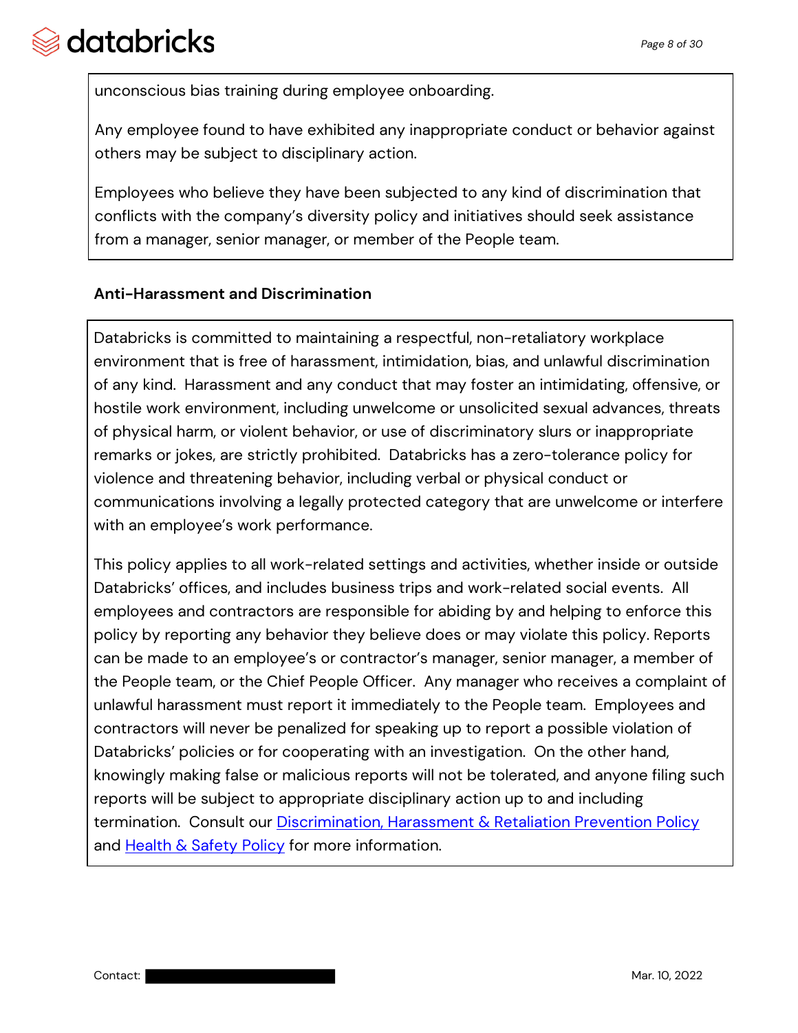unconscious bias training during employee onboarding.

Any employee found to have exhibited any inappropriate conduct or behavior against others may be subject to disciplinary action.

Employees who believe they have been subjected to any kind of discrimination that conflicts with the company's diversity policy and initiatives should seek assistance from a manager, senior manager, or member of the People team.

**Anti-Harassment and Discrimination**

Databricks is committed to maintaining a respectful, non-retaliatory workplace environment that is free of harassment, intimidation, bias, and unlawful discrimination of any kind. Harassment and any conduct that may foster an intimidating, offensive, or hostile work environment, including unwelcome or unsolicited sexual advances, threats of physical harm, or violent behavior, or use of discriminatory slurs or inappropriate remarks or jokes, are strictly prohibited. Databricks has a zero-tolerance policy for violence and threatening behavior, including verbal or physical conduct or communications involving a legally protected category that are unwelcome or interfere with an employee's work performance.

This policy applies to all work-related settings and activities, whether inside or outside Databricks' offices, and includes business trips and work-related social events. All employees and contractors are responsible for abiding by and helping to enforce this policy by reporting any behavior they believe does or may violate this policy. Reports can be made to an employee's or contractor's manager, senior manager, a member of the People team, or the Chief People Officer. Any manager who receives a complaint of unlawful harassment must report it immediately to the People team. Employees and contractors will never be penalized for speaking up to report a possible violation of Databricks' policies or for cooperating with an investigation. On the other hand, knowingly making false or malicious reports will not be tolerated, and anyone filing such reports will be subject to appropriate disciplinary action up to and including termination. Consult our Discrimination, Harassment & Retaliation Prevention Policy and Health & Safety Policy for more information.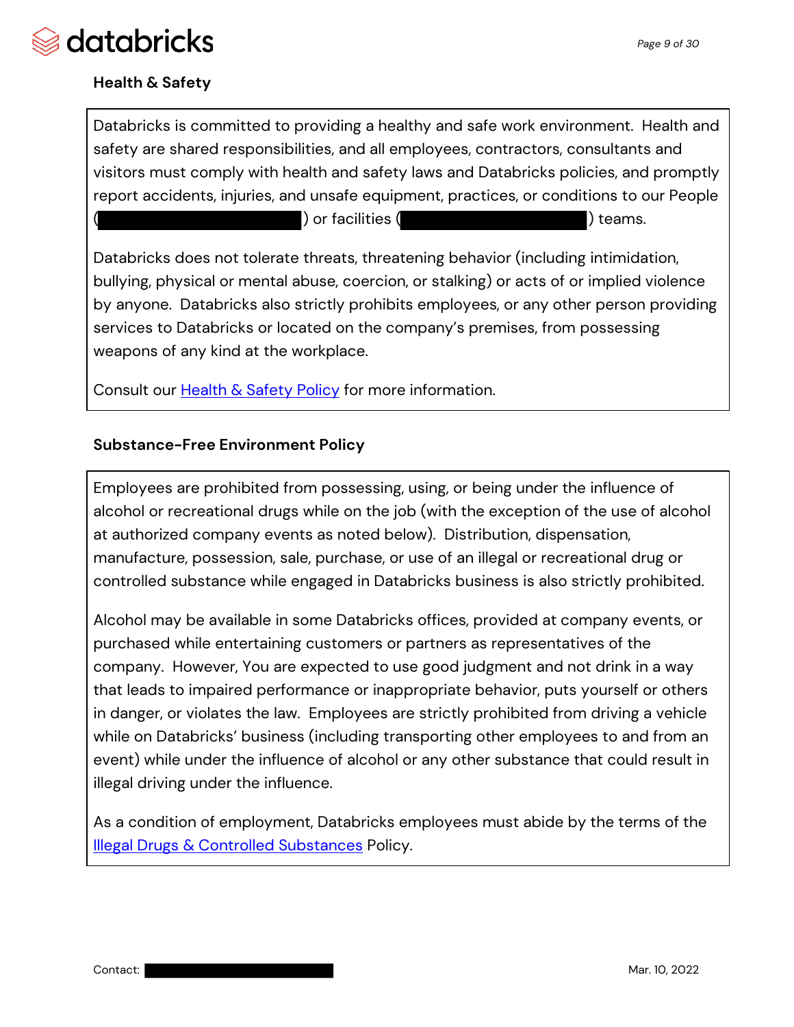## Health & Safety

Databricks is committed to providing a healthy and safe work environment. Health and safety are shared responsibilities, and all employees, contractors, consultants and visitors must comply with health and safety laws and Databricks policies, and promptly report accidents, injuries, and unsafe equipment, practices, or conditions to our People ( ) or facilities ( ) teams.

Databricks does not tolerate threats, threatening behavior (including intimidation, bullying, physical or mental abuse, coercion, or stalking) or acts of or implied violence by anyone. Databricks also strictly prohibits employees, or any other person providing services to Databricks or located on the company's premises, from possessing weapons of any kind at the workplace.

Consult our Health & Safety Policy for more information.

## Substance-Free Environment Policy

Employees are prohibited from possessing, using, or being under the influence of alcohol or recreational drugs while on the job (with the exception of the use of alcohol at authorized company events as noted below). Distribution, dispensation, manufacture, possession, sale, purchase, or use of an illegal or recreational drug or controlled substance while engaged in Databricks business is also strictly prohibited.

Alcohol may be available in some Databricks offices, provided at company events, or purchased while entertaining customers or partners as representatives of the company. However, You are expected to use good judgment and not drink in a way that leads to impaired performance or inappropriate behavior, puts yourself or others in danger, or violates the law. Employees are strictly prohibited from driving a vehicle while on Databricks' business (including transporting other employees to and from an event) while under the influence of alcohol or any other substance that could result in illegal driving under the influence.

As a condition of employment, Databricks employees must abide by the terms of the Illegal Drugs & Controlled Substances Policy.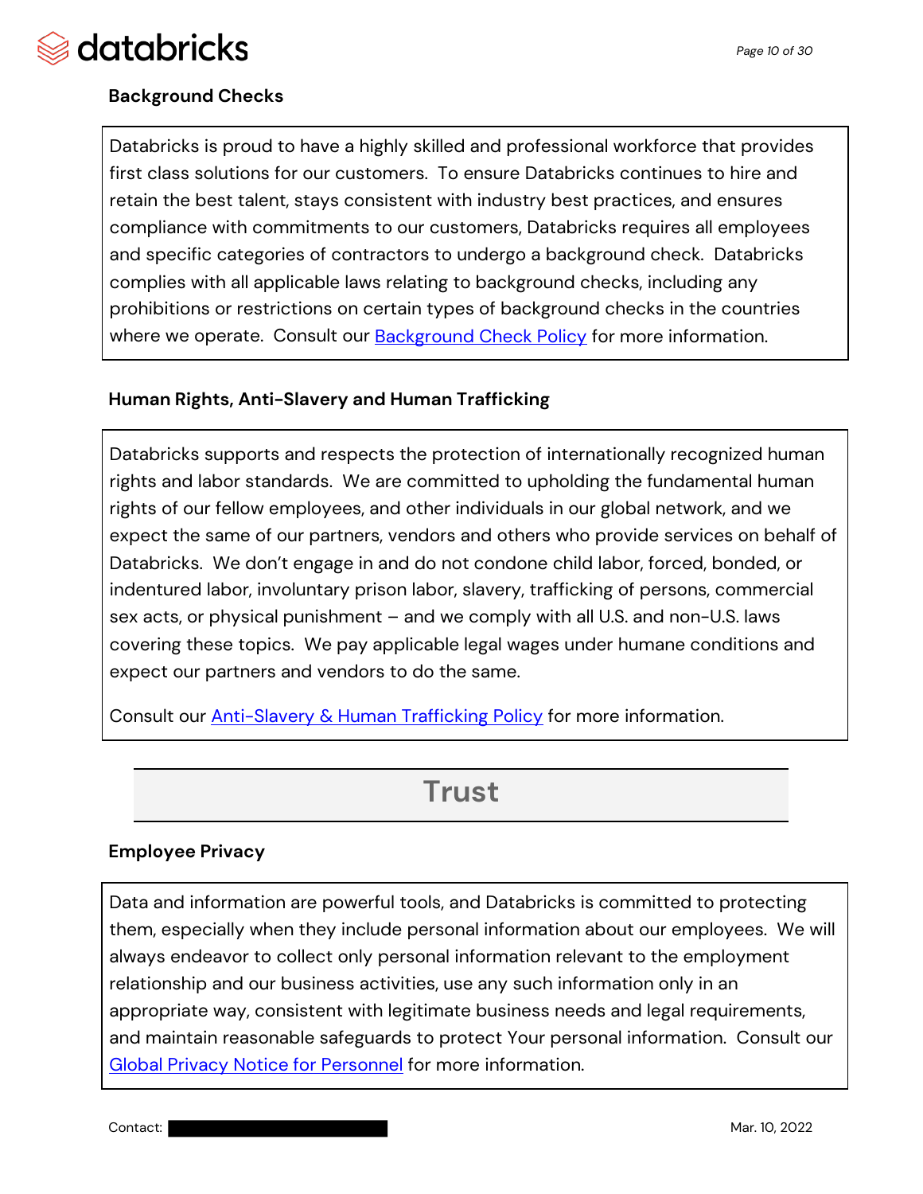### Background Checks

Databricks is proud to have a highly skilled and professional workforce that provides first class solutions for our customers. To ensure Databricks continues to hire and retain the best talent, stays consistent with industry best practices, and ensures compliance with commitments to our customers, Databricks requires all employees and specific categories of contractors to undergo a background check. Databricks complies with all applicable laws relating to background checks, including any prohibitions or restrictions on certain types of background checks in the countries where we operate. Consult our Background Check Policy for more information.

### Human Rights, Anti-Slavery and Human Trafficking

Databricks supports and respects the protection of internationally recognized human rights and labor standards. We are committed to upholding the fundamental human rights of our fellow employees, and other individuals in our global network, and we expect the same of our partners, vendors and others who provide services on behalf of Databricks. We don't engage in and do not condone child labor, forced, bonded, or indentured labor, involuntary prison labor, slavery, trafficking of persons, commercial sex acts, or physical punishment – and we comply with all U.S. and non-U.S. laws covering these topics. We pay applicable legal wages under humane conditions and expect our partners and vendors to do the same.

Consult our Anti-Slavery & Human Trafficking Policy for more information.

## Trust

### Employee Privacy

Data and information are powerful tools, and Databricks is committed to protecting them, especially when they include personal information about our employees. We will always endeavor to collect only personal information relevant to the employment relationship and our business activities, use any such information only in an appropriate way, consistent with legitimate business needs and legal requirements, and maintain reasonable safeguards to protect Your personal information. Consult our Global Privacy Notice for Personnel for more information.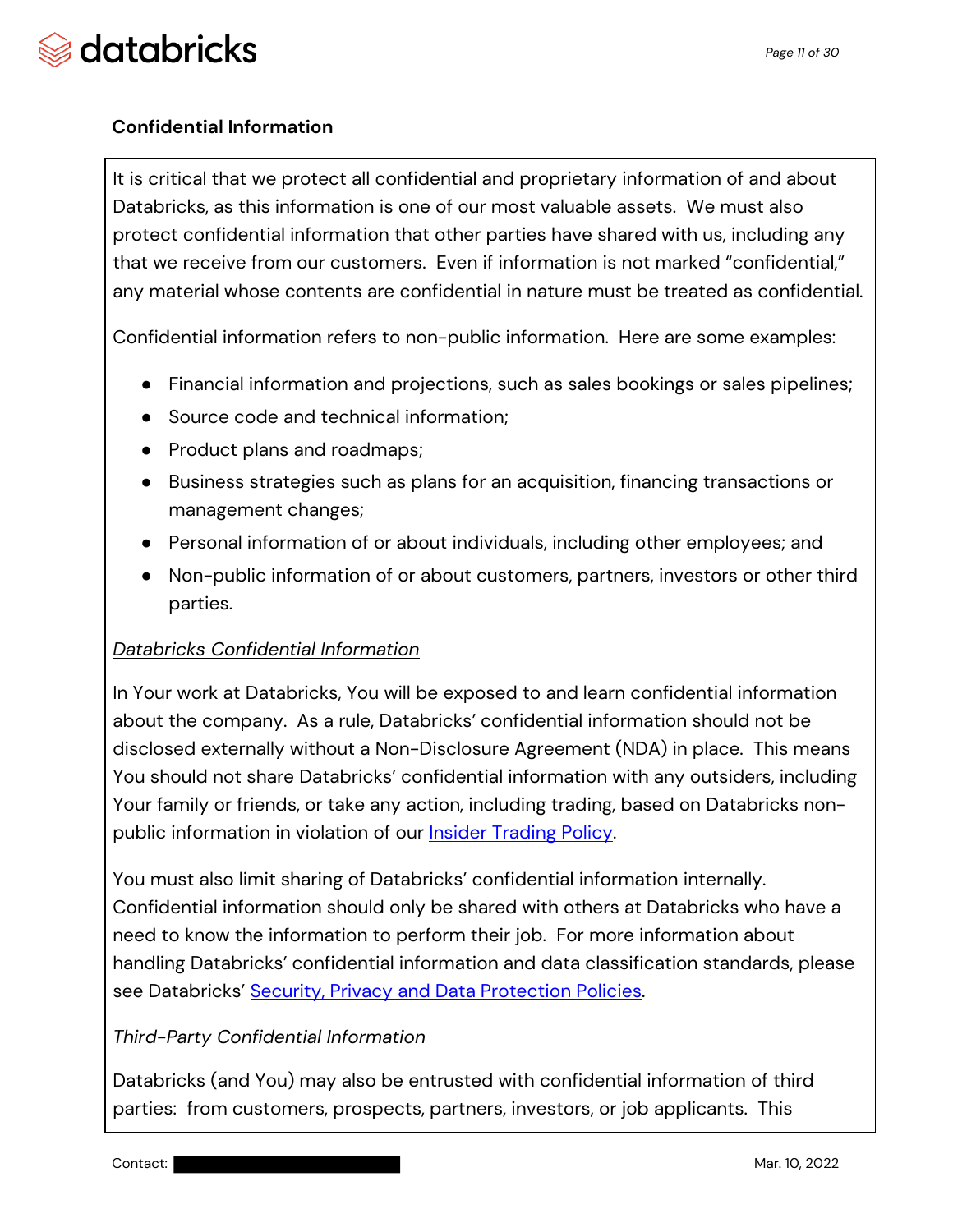**Confidential Information**

It is critical that we protect all confidential and proprietary information of and about Databricks, as this information is one of our most valuable assets. We must also protect confidential information that other parties have shared with us, including any that we receive from our customers. Even if information is not marked "confidential," any material whose contents are confidential in nature must be treated as confidential.

Confidential information refers to non-public information. Here are some examples:

- Financial information and projections, such as sales bookings or sales pipelines;
- Source code and technical information;
- Product plans and roadmaps;
- Business strategies such as plans for an acquisition, financing transactions or management changes;
- Personal information of or about individuals, including other employees; and
- Non-public information of or about customers, partners, investors or other third parties.

*Databricks Confidential Information*

In Your work at Databricks, You will be exposed to and learn confidential information about the company. As a rule, Databricks' confidential information should not be disclosed externally without a Non-Disclosure Agreement (NDA) in place. This means You should not share Databricks' confidential information with any outsiders, including Your family or friends, or take any action, including trading, based on Databricks non-public information in violation of our Insider Trading Policy.

You must also limit sharing of Databricks' confidential information internally. Confidential information should only be shared with others at Databricks who have a need to know the information to perform their job. For more information about handling Databricks' confidential information and data classification standards, please see Databricks' Security, Privacy and Data Protection Policies.

*Third-Party Confidential Information*

Databricks (and You) may also be entrusted with confidential information of third parties: from customers, prospects, partners, investors, or job applicants. This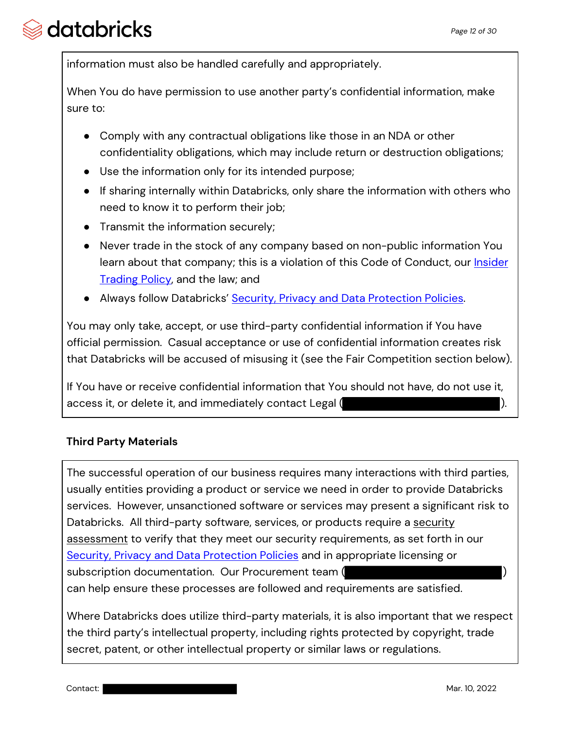information must also be handled carefully and appropriately.

When You do have permission to use another party's confidential information, make sure to:

- Comply with any contractual obligations like those in an NDA or other confidentiality obligations, which may include return or destruction obligations;
- Use the information only for its intended purpose;
- If sharing internally within Databricks, only share the information with others who need to know it to perform their job;
- Transmit the information securely;
- Never trade in the stock of any company based on non-public information You learn about that company; this is a violation of this Code of Conduct, our Insider Trading Policy, and the law; and
- Always follow Databricks' Security, Privacy and Data Protection Policies.

You may only take, accept, or use third-party confidential information if You have official permission. Casual acceptance or use of confidential information creates risk that Databricks will be accused of misusing it (see the Fair Competition section below).

If You have or receive confidential information that You should not have, do not use it, access it, or delete it, and immediately contact Legal ([REDACTED]).

### Third Party Materials

The successful operation of our business requires many interactions with third parties, usually entities providing a product or service we need in order to provide Databricks services. However, unsanctioned software or services may present a significant risk to Databricks. All third-party software, services, or products require a security assessment to verify that they meet our security requirements, as set forth in our Security, Privacy and Data Protection Policies and in appropriate licensing or subscription documentation. Our Procurement team ([REDACTED]) can help ensure these processes are followed and requirements are satisfied.

Where Databricks does utilize third-party materials, it is also important that we respect the third party's intellectual property, including rights protected by copyright, trade secret, patent, or other intellectual property or similar laws or regulations.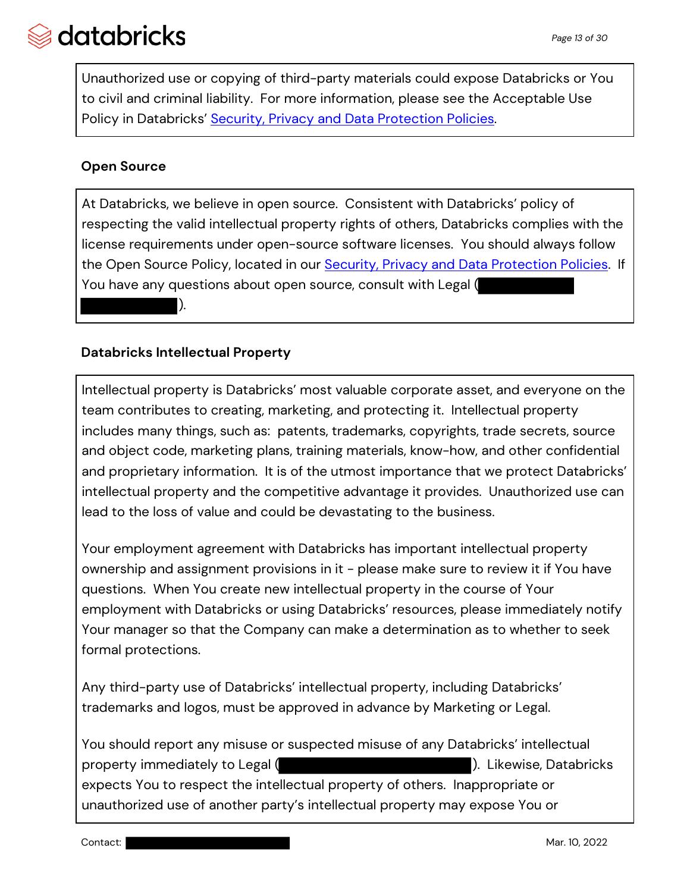Unauthorized use or copying of third-party materials could expose Databricks or You to civil and criminal liability. For more information, please see the Acceptable Use Policy in Databricks' [Security, Privacy and Data Protection Policies](#).

**Open Source**

At Databricks, we believe in open source. Consistent with Databricks' policy of respecting the valid intellectual property rights of others, Databricks complies with the license requirements under open-source software licenses. You should always follow the Open Source Policy, located in our [Security, Privacy and Data Protection Policies](#). If You have any questions about open source, consult with Legal (█████████████████████).

**Databricks Intellectual Property**

Intellectual property is Databricks' most valuable corporate asset, and everyone on the team contributes to creating, marketing, and protecting it. Intellectual property includes many things, such as: patents, trademarks, copyrights, trade secrets, source and object code, marketing plans, training materials, know-how, and other confidential and proprietary information. It is of the utmost importance that we protect Databricks' intellectual property and the competitive advantage it provides. Unauthorized use can lead to the loss of value and could be devastating to the business.

Your employment agreement with Databricks has important intellectual property ownership and assignment provisions in it - please make sure to review it if You have questions. When You create new intellectual property in the course of Your employment with Databricks or using Databricks' resources, please immediately notify Your manager so that the Company can make a determination as to whether to seek formal protections.

Any third-party use of Databricks' intellectual property, including Databricks' trademarks and logos, must be approved in advance by Marketing or Legal.

You should report any misuse or suspected misuse of any Databricks' intellectual property immediately to Legal (█████████████████████). Likewise, Databricks expects You to respect the intellectual property of others. Inappropriate or unauthorized use of another party's intellectual property may expose You or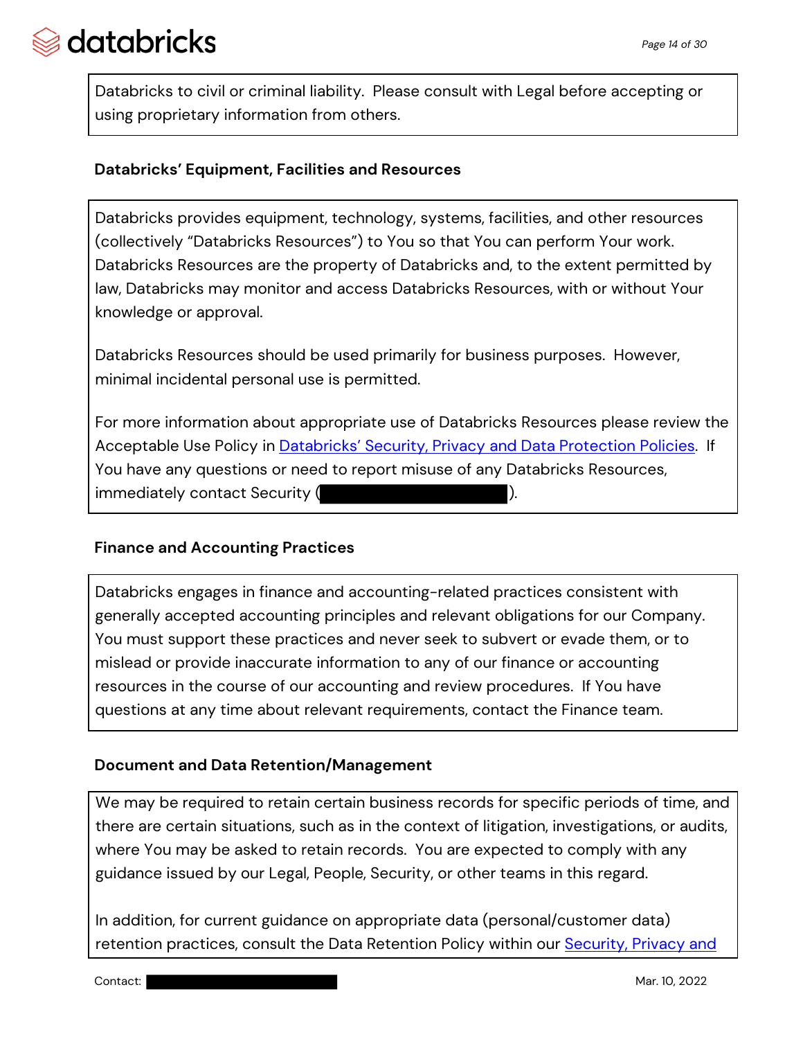Databricks to civil or criminal liability. Please consult with Legal before accepting or using proprietary information from others.

### Databricks' Equipment, Facilities and Resources

Databricks provides equipment, technology, systems, facilities, and other resources (collectively "Databricks Resources") to You so that You can perform Your work. Databricks Resources are the property of Databricks and, to the extent permitted by law, Databricks may monitor and access Databricks Resources, with or without Your knowledge or approval.

Databricks Resources should be used primarily for business purposes. However, minimal incidental personal use is permitted.

For more information about appropriate use of Databricks Resources please review the Acceptable Use Policy in [Databricks' Security, Privacy and Data Protection Policies](). If You have any questions or need to report misuse of any Databricks Resources, immediately contact Security ([REDACTED]).

### Finance and Accounting Practices

Databricks engages in finance and accounting-related practices consistent with generally accepted accounting principles and relevant obligations for our Company. You must support these practices and never seek to subvert or evade them, or to mislead or provide inaccurate information to any of our finance or accounting resources in the course of our accounting and review procedures. If You have questions at any time about relevant requirements, contact the Finance team.

### Document and Data Retention/Management

We may be required to retain certain business records for specific periods of time, and there are certain situations, such as in the context of litigation, investigations, or audits, where You may be asked to retain records. You are expected to comply with any guidance issued by our Legal, People, Security, or other teams in this regard.

In addition, for current guidance on appropriate data (personal/customer data) retention practices, consult the Data Retention Policy within our [Security, Privacy and]()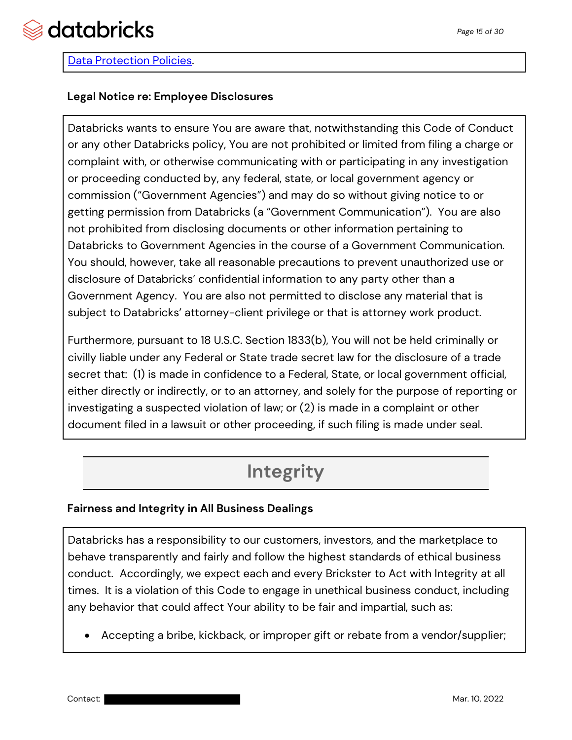[Data Protection Policies](#).

### Legal Notice re: Employee Disclosures

Databricks wants to ensure You are aware that, notwithstanding this Code of Conduct or any other Databricks policy, You are not prohibited or limited from filing a charge or complaint with, or otherwise communicating with or participating in any investigation or proceeding conducted by, any federal, state, or local government agency or commission ("Government Agencies") and may do so without giving notice to or getting permission from Databricks (a "Government Communication"). You are also not prohibited from disclosing documents or other information pertaining to Databricks to Government Agencies in the course of a Government Communication. You should, however, take all reasonable precautions to prevent unauthorized use or disclosure of Databricks' confidential information to any party other than a Government Agency. You are also not permitted to disclose any material that is subject to Databricks' attorney-client privilege or that is attorney work product.

Furthermore, pursuant to 18 U.S.C. Section 1833(b), You will not be held criminally or civilly liable under any Federal or State trade secret law for the disclosure of a trade secret that: (1) is made in confidence to a Federal, State, or local government official, either directly or indirectly, or to an attorney, and solely for the purpose of reporting or investigating a suspected violation of law; or (2) is made in a complaint or other document filed in a lawsuit or other proceeding, if such filing is made under seal.

## Integrity

### Fairness and Integrity in All Business Dealings

Databricks has a responsibility to our customers, investors, and the marketplace to behave transparently and fairly and follow the highest standards of ethical business conduct. Accordingly, we expect each and every Brickster to Act with Integrity at all times. It is a violation of this Code to engage in unethical business conduct, including any behavior that could affect Your ability to be fair and impartial, such as:

- Accepting a bribe, kickback, or improper gift or rebate from a vendor/supplier;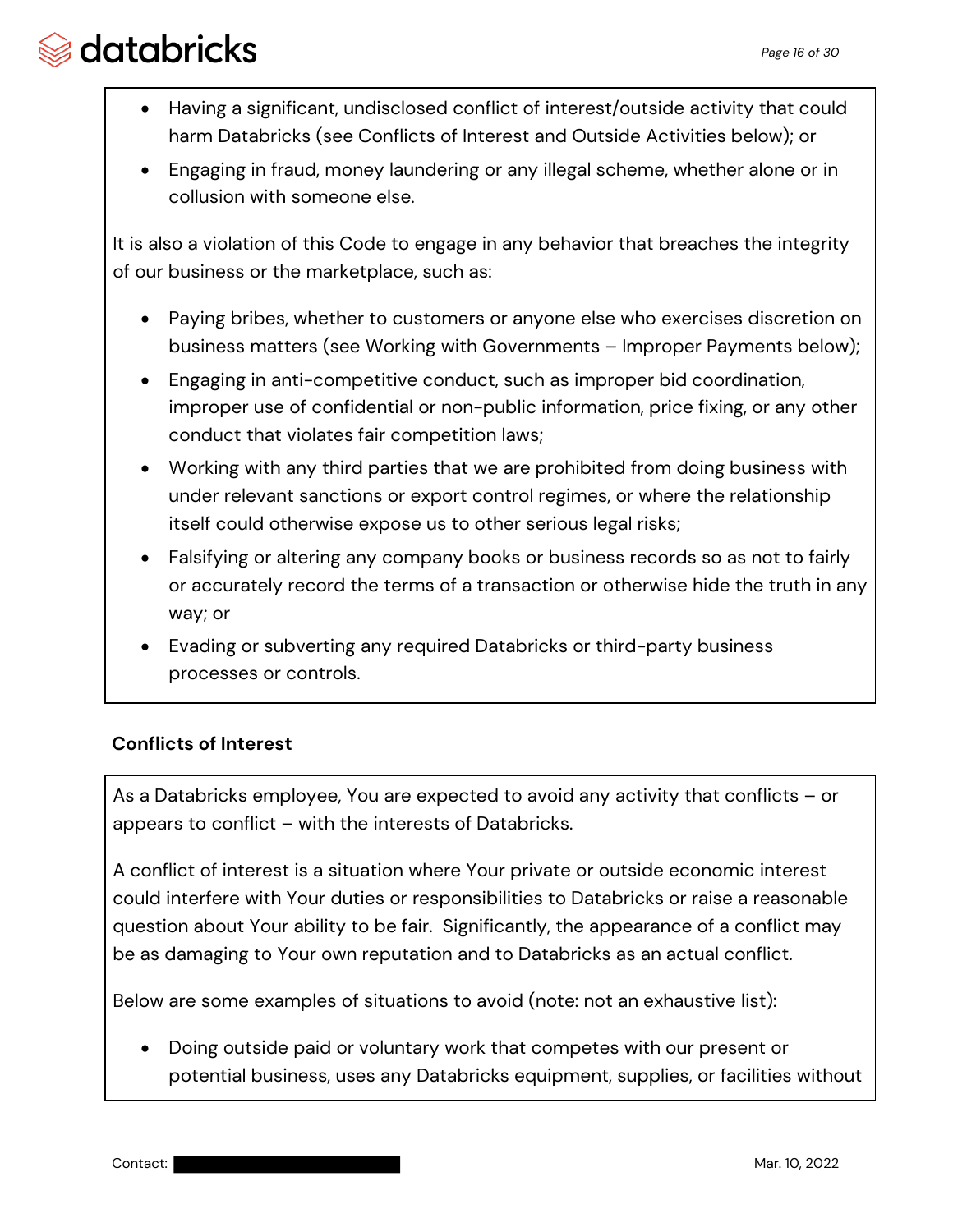- Having a significant, undisclosed conflict of interest/outside activity that could harm Databricks (see Conflicts of Interest and Outside Activities below); or
- Engaging in fraud, money laundering or any illegal scheme, whether alone or in collusion with someone else.

It is also a violation of this Code to engage in any behavior that breaches the integrity of our business or the marketplace, such as:

- Paying bribes, whether to customers or anyone else who exercises discretion on business matters (see Working with Governments – Improper Payments below);
- Engaging in anti-competitive conduct, such as improper bid coordination, improper use of confidential or non-public information, price fixing, or any other conduct that violates fair competition laws;
- Working with any third parties that we are prohibited from doing business with under relevant sanctions or export control regimes, or where the relationship itself could otherwise expose us to other serious legal risks;
- Falsifying or altering any company books or business records so as not to fairly or accurately record the terms of a transaction or otherwise hide the truth in any way; or
- Evading or subverting any required Databricks or third-party business processes or controls.

**Conflicts of Interest**

As a Databricks employee, You are expected to avoid any activity that conflicts – or appears to conflict – with the interests of Databricks.

A conflict of interest is a situation where Your private or outside economic interest could interfere with Your duties or responsibilities to Databricks or raise a reasonable question about Your ability to be fair. Significantly, the appearance of a conflict may be as damaging to Your own reputation and to Databricks as an actual conflict.

Below are some examples of situations to avoid (note: not an exhaustive list):

- Doing outside paid or voluntary work that competes with our present or potential business, uses any Databricks equipment, supplies, or facilities without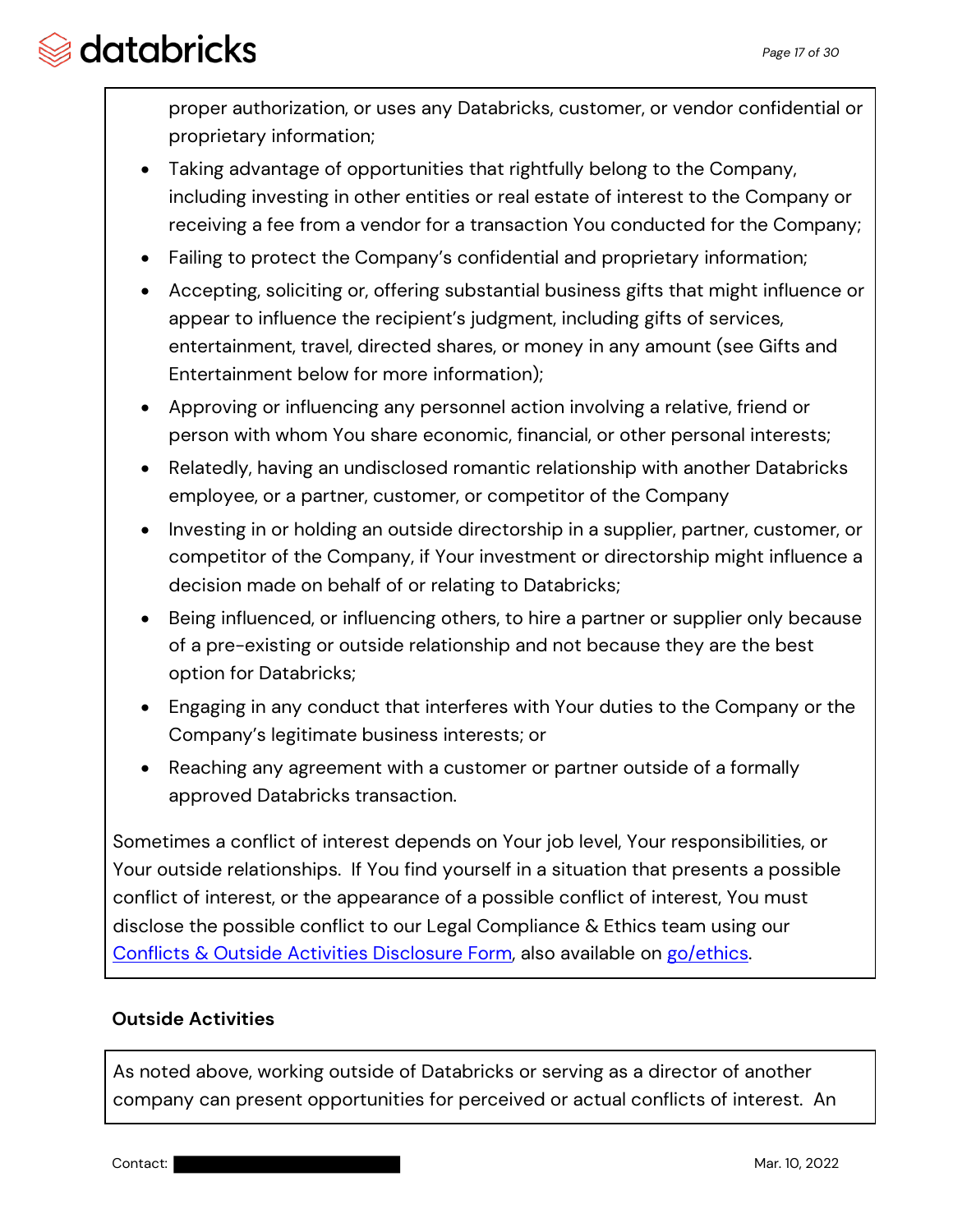proper authorization, or uses any Databricks, customer, or vendor confidential or proprietary information;

- Taking advantage of opportunities that rightfully belong to the Company, including investing in other entities or real estate of interest to the Company or receiving a fee from a vendor for a transaction You conducted for the Company;
- Failing to protect the Company's confidential and proprietary information;
- Accepting, soliciting or, offering substantial business gifts that might influence or appear to influence the recipient's judgment, including gifts of services, entertainment, travel, directed shares, or money in any amount (see Gifts and Entertainment below for more information);
- Approving or influencing any personnel action involving a relative, friend or person with whom You share economic, financial, or other personal interests;
- Relatedly, having an undisclosed romantic relationship with another Databricks employee, or a partner, customer, or competitor of the Company
- Investing in or holding an outside directorship in a supplier, partner, customer, or competitor of the Company, if Your investment or directorship might influence a decision made on behalf of or relating to Databricks;
- Being influenced, or influencing others, to hire a partner or supplier only because of a pre-existing or outside relationship and not because they are the best option for Databricks;
- Engaging in any conduct that interferes with Your duties to the Company or the Company's legitimate business interests; or
- Reaching any agreement with a customer or partner outside of a formally approved Databricks transaction.

Sometimes a conflict of interest depends on Your job level, Your responsibilities, or Your outside relationships. If You find yourself in a situation that presents a possible conflict of interest, or the appearance of a possible conflict of interest, You must disclose the possible conflict to our Legal Compliance & Ethics team using our Conflicts & Outside Activities Disclosure Form, also available on go/ethics.

**Outside Activities**

As noted above, working outside of Databricks or serving as a director of another company can present opportunities for perceived or actual conflicts of interest. An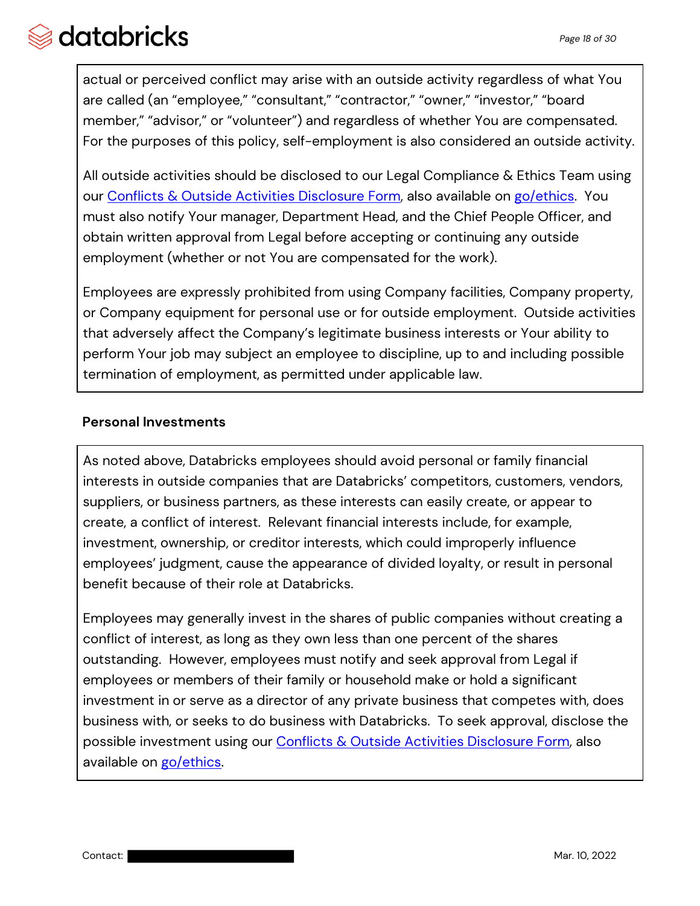actual or perceived conflict may arise with an outside activity regardless of what You are called (an "employee," "consultant," "contractor," "owner," "investor," "board member," "advisor," or "volunteer") and regardless of whether You are compensated. For the purposes of this policy, self-employment is also considered an outside activity.

All outside activities should be disclosed to our Legal Compliance & Ethics Team using our [Conflicts & Outside Activities Disclosure Form](), also available on [go/ethics](). You must also notify Your manager, Department Head, and the Chief People Officer, and obtain written approval from Legal before accepting or continuing any outside employment (whether or not You are compensated for the work).

Employees are expressly prohibited from using Company facilities, Company property, or Company equipment for personal use or for outside employment. Outside activities that adversely affect the Company's legitimate business interests or Your ability to perform Your job may subject an employee to discipline, up to and including possible termination of employment, as permitted under applicable law.

**Personal Investments**

As noted above, Databricks employees should avoid personal or family financial interests in outside companies that are Databricks' competitors, customers, vendors, suppliers, or business partners, as these interests can easily create, or appear to create, a conflict of interest. Relevant financial interests include, for example, investment, ownership, or creditor interests, which could improperly influence employees' judgment, cause the appearance of divided loyalty, or result in personal benefit because of their role at Databricks.

Employees may generally invest in the shares of public companies without creating a conflict of interest, as long as they own less than one percent of the shares outstanding. However, employees must notify and seek approval from Legal if employees or members of their family or household make or hold a significant investment in or serve as a director of any private business that competes with, does business with, or seeks to do business with Databricks. To seek approval, disclose the possible investment using our [Conflicts & Outside Activities Disclosure Form](), also available on [go/ethics]().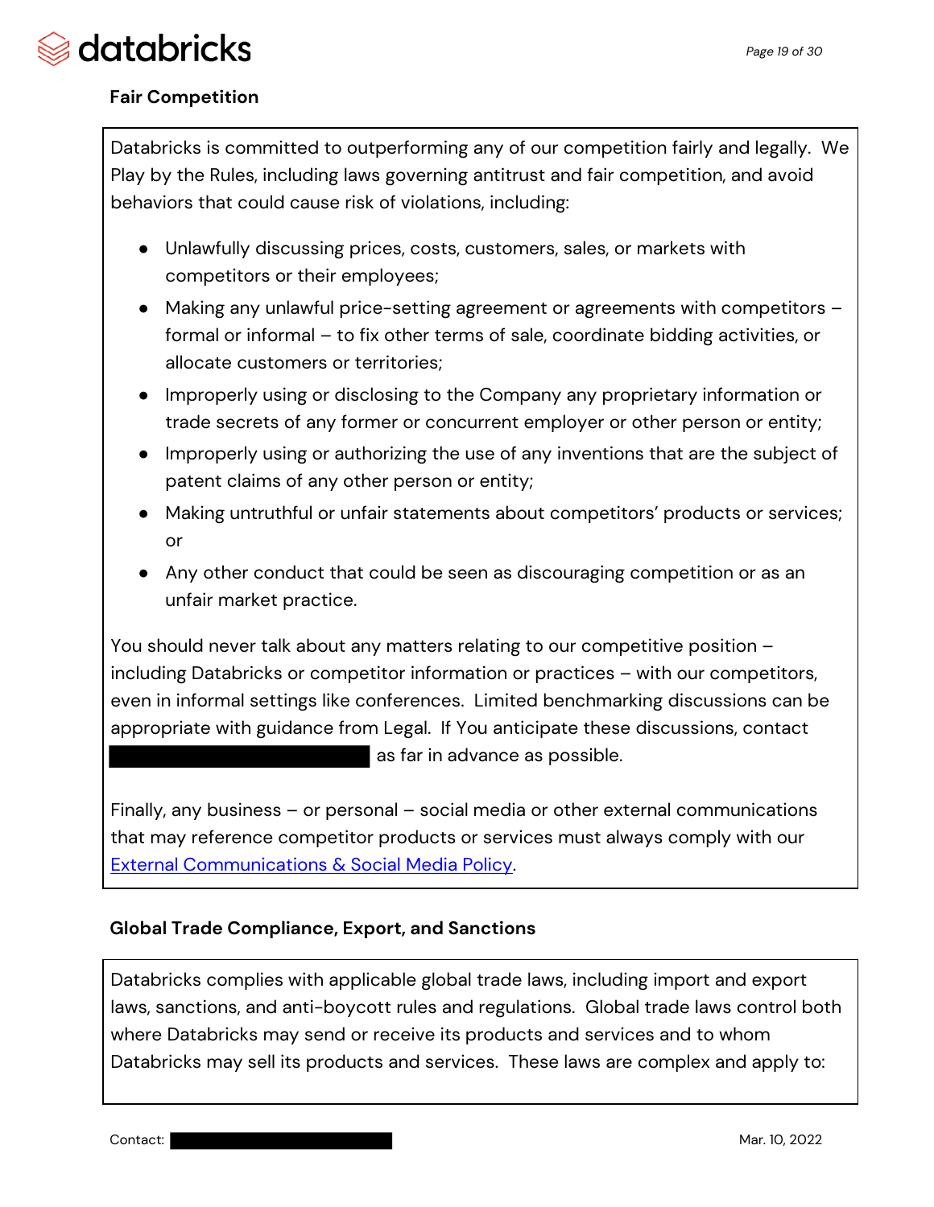### Fair Competition

Databricks is committed to outperforming any of our competition fairly and legally. We Play by the Rules, including laws governing antitrust and fair competition, and avoid behaviors that could cause risk of violations, including:

- Unlawfully discussing prices, costs, customers, sales, or markets with competitors or their employees;
- Making any unlawful price-setting agreement or agreements with competitors – formal or informal – to fix other terms of sale, coordinate bidding activities, or allocate customers or territories;
- Improperly using or disclosing to the Company any proprietary information or trade secrets of any former or concurrent employer or other person or entity;
- Improperly using or authorizing the use of any inventions that are the subject of patent claims of any other person or entity;
- Making untruthful or unfair statements about competitors' products or services; or
- Any other conduct that could be seen as discouraging competition or as an unfair market practice.

You should never talk about any matters relating to our competitive position – including Databricks or competitor information or practices – with our competitors, even in informal settings like conferences. Limited benchmarking discussions can be appropriate with guidance from Legal. If You anticipate these discussions, contact [REDACTED] as far in advance as possible.

Finally, any business – or personal – social media or other external communications that may reference competitor products or services must always comply with our External Communications & Social Media Policy.

### Global Trade Compliance, Export, and Sanctions

Databricks complies with applicable global trade laws, including import and export laws, sanctions, and anti-boycott rules and regulations. Global trade laws control both where Databricks may send or receive its products and services and to whom Databricks may sell its products and services. These laws are complex and apply to: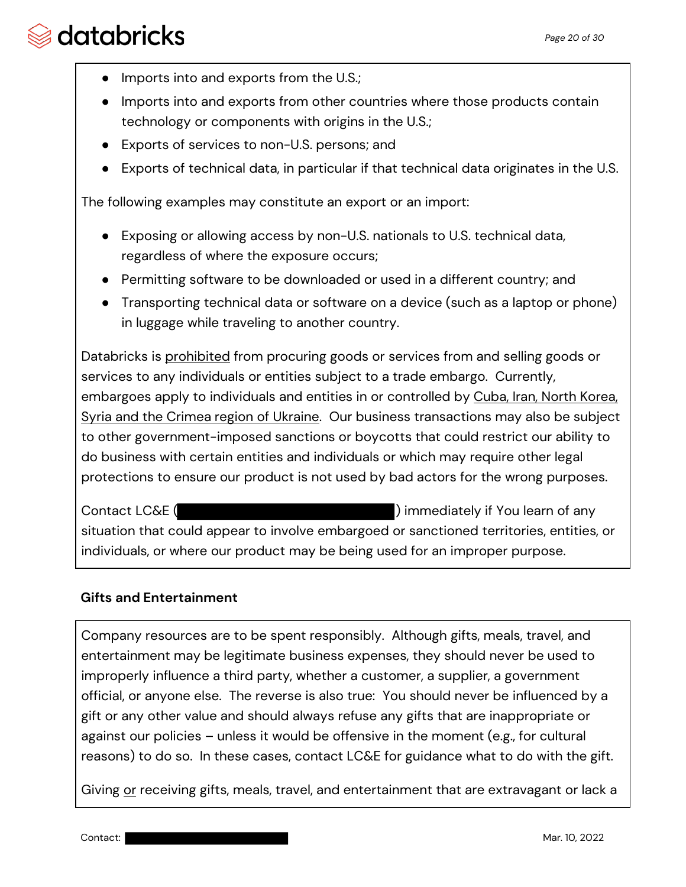- Imports into and exports from the U.S.;
- Imports into and exports from other countries where those products contain technology or components with origins in the U.S.;
- Exports of services to non-U.S. persons; and
- Exports of technical data, in particular if that technical data originates in the U.S.

The following examples may constitute an export or an import:

- Exposing or allowing access by non-U.S. nationals to U.S. technical data, regardless of where the exposure occurs;
- Permitting software to be downloaded or used in a different country; and
- Transporting technical data or software on a device (such as a laptop or phone) in luggage while traveling to another country.

Databricks is prohibited from procuring goods or services from and selling goods or services to any individuals or entities subject to a trade embargo. Currently, embargoes apply to individuals and entities in or controlled by Cuba, Iran, North Korea, Syria and the Crimea region of Ukraine. Our business transactions may also be subject to other government-imposed sanctions or boycotts that could restrict our ability to do business with certain entities and individuals or which may require other legal protections to ensure our product is not used by bad actors for the wrong purposes.

Contact LC&E (█████████████████) immediately if You learn of any situation that could appear to involve embargoed or sanctioned territories, entities, or individuals, or where our product may be being used for an improper purpose.

### Gifts and Entertainment

Company resources are to be spent responsibly. Although gifts, meals, travel, and entertainment may be legitimate business expenses, they should never be used to improperly influence a third party, whether a customer, a supplier, a government official, or anyone else. The reverse is also true: You should never be influenced by a gift or any other value and should always refuse any gifts that are inappropriate or against our policies – unless it would be offensive in the moment (e.g., for cultural reasons) to do so. In these cases, contact LC&E for guidance what to do with the gift.

Giving or receiving gifts, meals, travel, and entertainment that are extravagant or lack a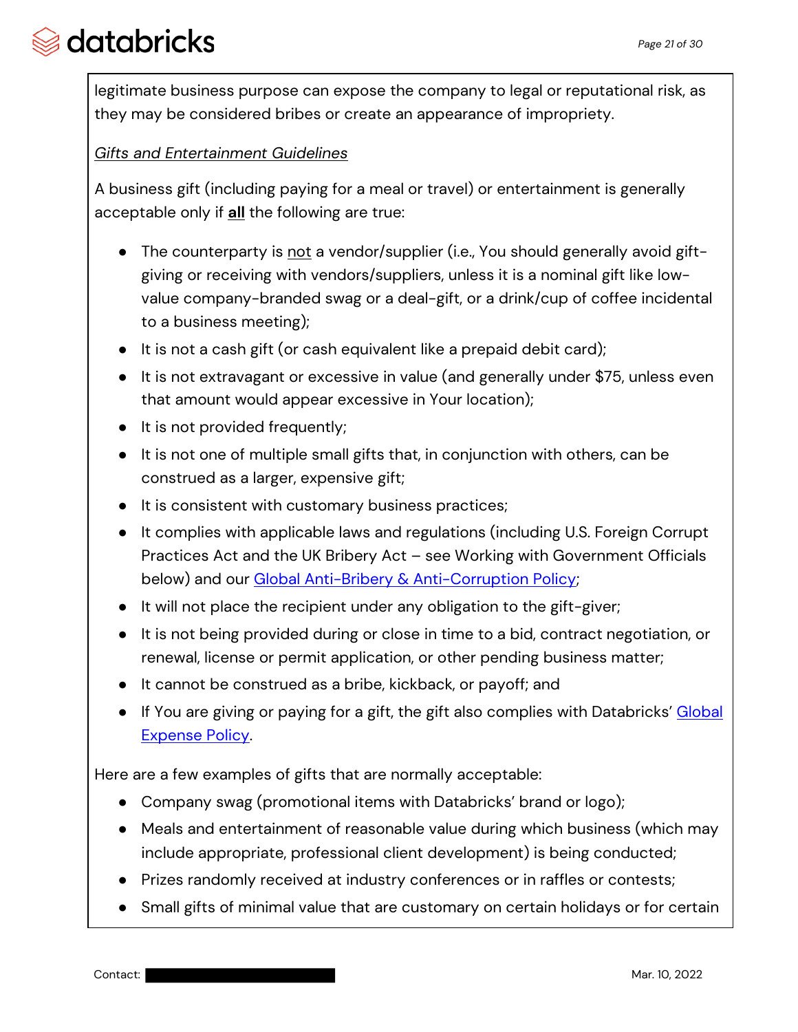legitimate business purpose can expose the company to legal or reputational risk, as they may be considered bribes or create an appearance of impropriety.

*Gifts and Entertainment Guidelines*

A business gift (including paying for a meal or travel) or entertainment is generally acceptable only if **all** the following are true:

- The counterparty is not a vendor/supplier (i.e., You should generally avoid gift-giving or receiving with vendors/suppliers, unless it is a nominal gift like low-value company-branded swag or a deal-gift, or a drink/cup of coffee incidental to a business meeting);
- It is not a cash gift (or cash equivalent like a prepaid debit card);
- It is not extravagant or excessive in value (and generally under $75, unless even that amount would appear excessive in Your location);
- It is not provided frequently;
- It is not one of multiple small gifts that, in conjunction with others, can be construed as a larger, expensive gift;
- It is consistent with customary business practices;
- It complies with applicable laws and regulations (including U.S. Foreign Corrupt Practices Act and the UK Bribery Act – see Working with Government Officials below) and our Global Anti-Bribery & Anti-Corruption Policy;
- It will not place the recipient under any obligation to the gift-giver;
- It is not being provided during or close in time to a bid, contract negotiation, or renewal, license or permit application, or other pending business matter;
- It cannot be construed as a bribe, kickback, or payoff; and
- If You are giving or paying for a gift, the gift also complies with Databricks' Global Expense Policy.

Here are a few examples of gifts that are normally acceptable:

- Company swag (promotional items with Databricks' brand or logo);
- Meals and entertainment of reasonable value during which business (which may include appropriate, professional client development) is being conducted;
- Prizes randomly received at industry conferences or in raffles or contests;
- Small gifts of minimal value that are customary on certain holidays or for certain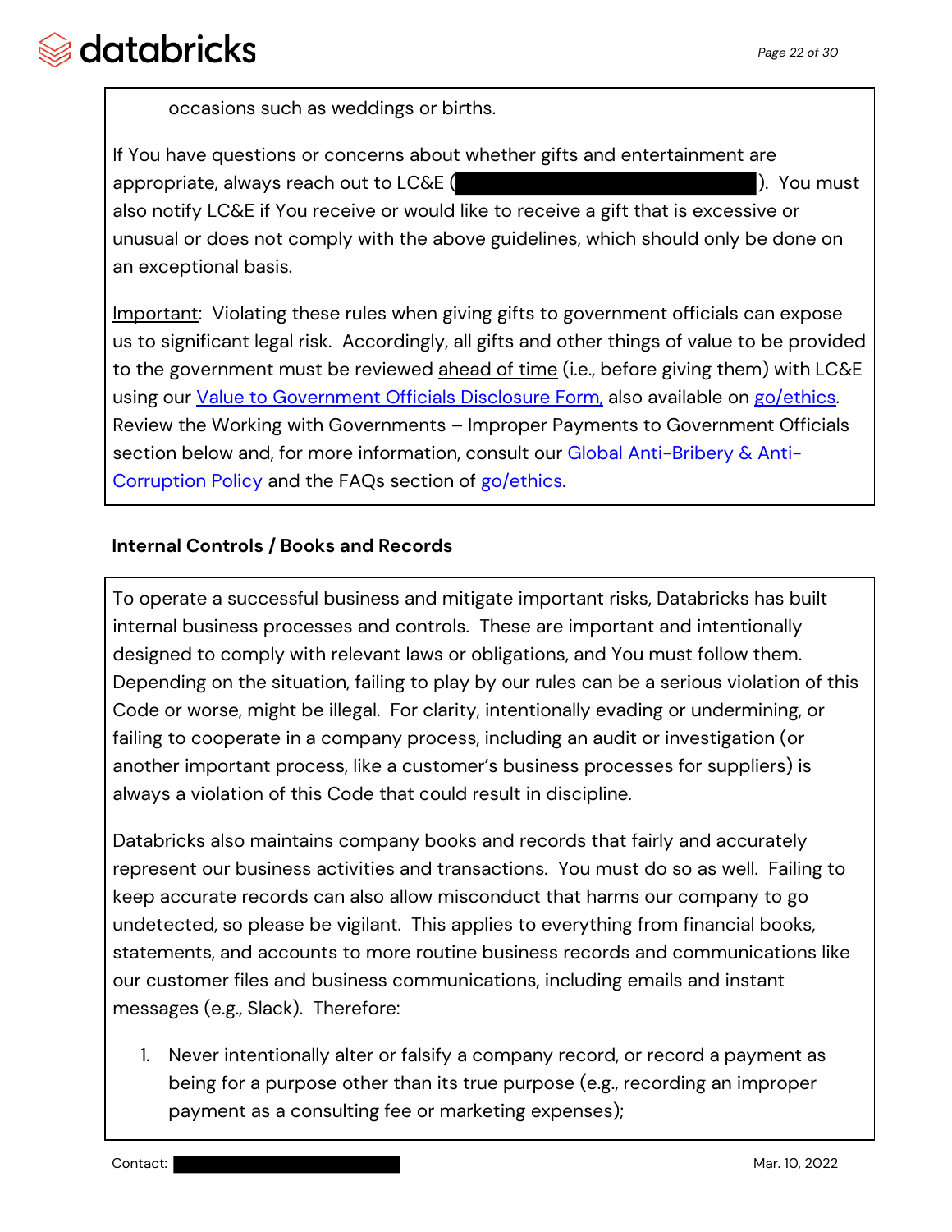occasions such as weddings or births.

If You have questions or concerns about whether gifts and entertainment are appropriate, always reach out to LC&E ( ). You must also notify LC&E if You receive or would like to receive a gift that is excessive or unusual or does not comply with the above guidelines, which should only be done on an exceptional basis.

Important: Violating these rules when giving gifts to government officials can expose us to significant legal risk. Accordingly, all gifts and other things of value to be provided to the government must be reviewed ahead of time (i.e., before giving them) with LC&E using our Value to Government Officials Disclosure Form, also available on go/ethics. Review the Working with Governments – Improper Payments to Government Officials section below and, for more information, consult our Global Anti-Bribery & Anti-Corruption Policy and the FAQs section of go/ethics.

### Internal Controls / Books and Records

To operate a successful business and mitigate important risks, Databricks has built internal business processes and controls. These are important and intentionally designed to comply with relevant laws or obligations, and You must follow them. Depending on the situation, failing to play by our rules can be a serious violation of this Code or worse, might be illegal. For clarity, intentionally evading or undermining, or failing to cooperate in a company process, including an audit or investigation (or another important process, like a customer's business processes for suppliers) is always a violation of this Code that could result in discipline.

Databricks also maintains company books and records that fairly and accurately represent our business activities and transactions. You must do so as well. Failing to keep accurate records can also allow misconduct that harms our company to go undetected, so please be vigilant. This applies to everything from financial books, statements, and accounts to more routine business records and communications like our customer files and business communications, including emails and instant messages (e.g., Slack). Therefore:

1. Never intentionally alter or falsify a company record, or record a payment as being for a purpose other than its true purpose (e.g., recording an improper payment as a consulting fee or marketing expenses);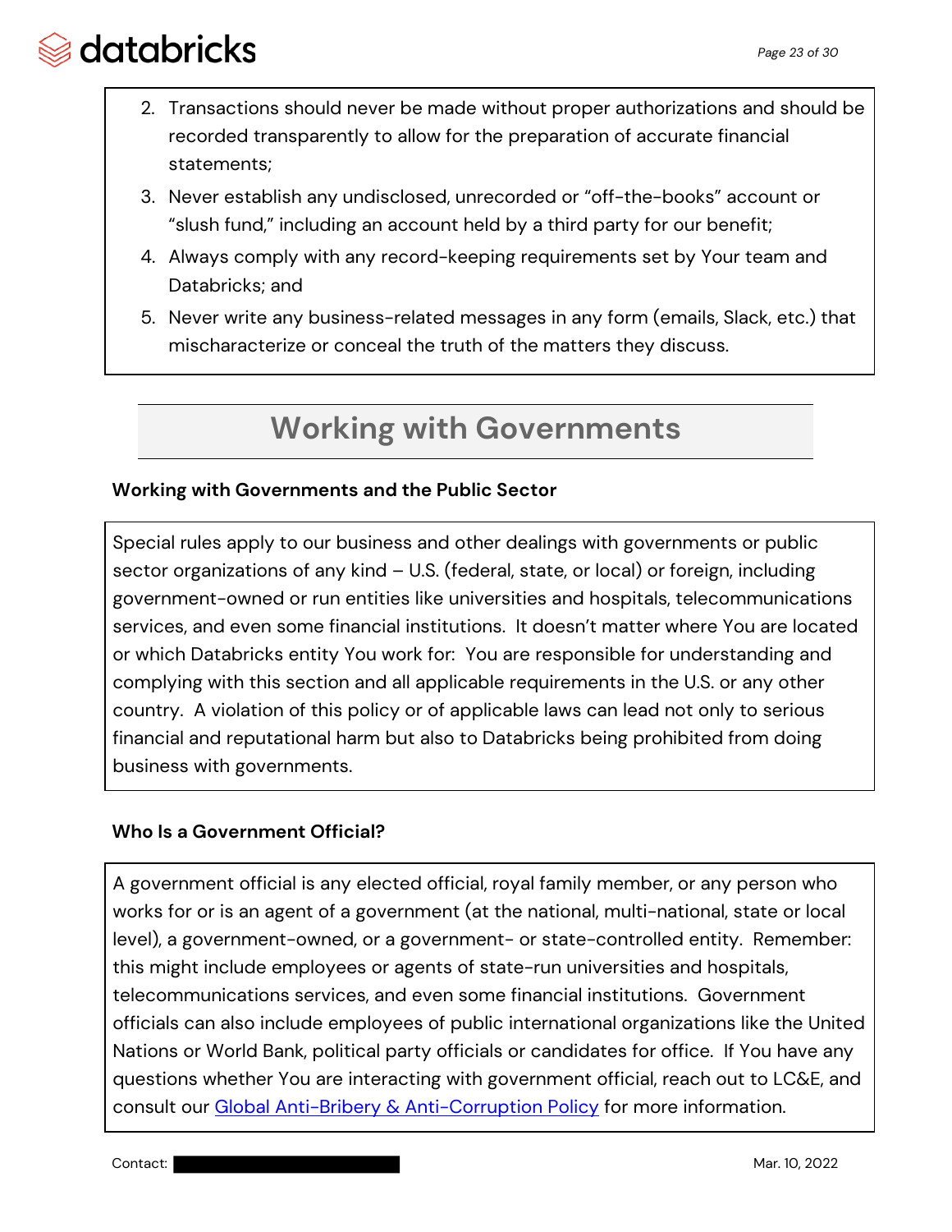2. Transactions should never be made without proper authorizations and should be recorded transparently to allow for the preparation of accurate financial statements;
3. Never establish any undisclosed, unrecorded or "off-the-books" account or "slush fund," including an account held by a third party for our benefit;
4. Always comply with any record-keeping requirements set by Your team and Databricks; and
5. Never write any business-related messages in any form (emails, Slack, etc.) that mischaracterize or conceal the truth of the matters they discuss.

# Working with Governments

### Working with Governments and the Public Sector

Special rules apply to our business and other dealings with governments or public sector organizations of any kind – U.S. (federal, state, or local) or foreign, including government-owned or run entities like universities and hospitals, telecommunications services, and even some financial institutions. It doesn't matter where You are located or which Databricks entity You work for: You are responsible for understanding and complying with this section and all applicable requirements in the U.S. or any other country. A violation of this policy or of applicable laws can lead not only to serious financial and reputational harm but also to Databricks being prohibited from doing business with governments.

### Who Is a Government Official?

A government official is any elected official, royal family member, or any person who works for or is an agent of a government (at the national, multi-national, state or local level), a government-owned, or a government- or state-controlled entity. Remember: this might include employees or agents of state-run universities and hospitals, telecommunications services, and even some financial institutions. Government officials can also include employees of public international organizations like the United Nations or World Bank, political party officials or candidates for office. If You have any questions whether You are interacting with government official, reach out to LC&E, and consult our Global Anti-Bribery & Anti-Corruption Policy for more information.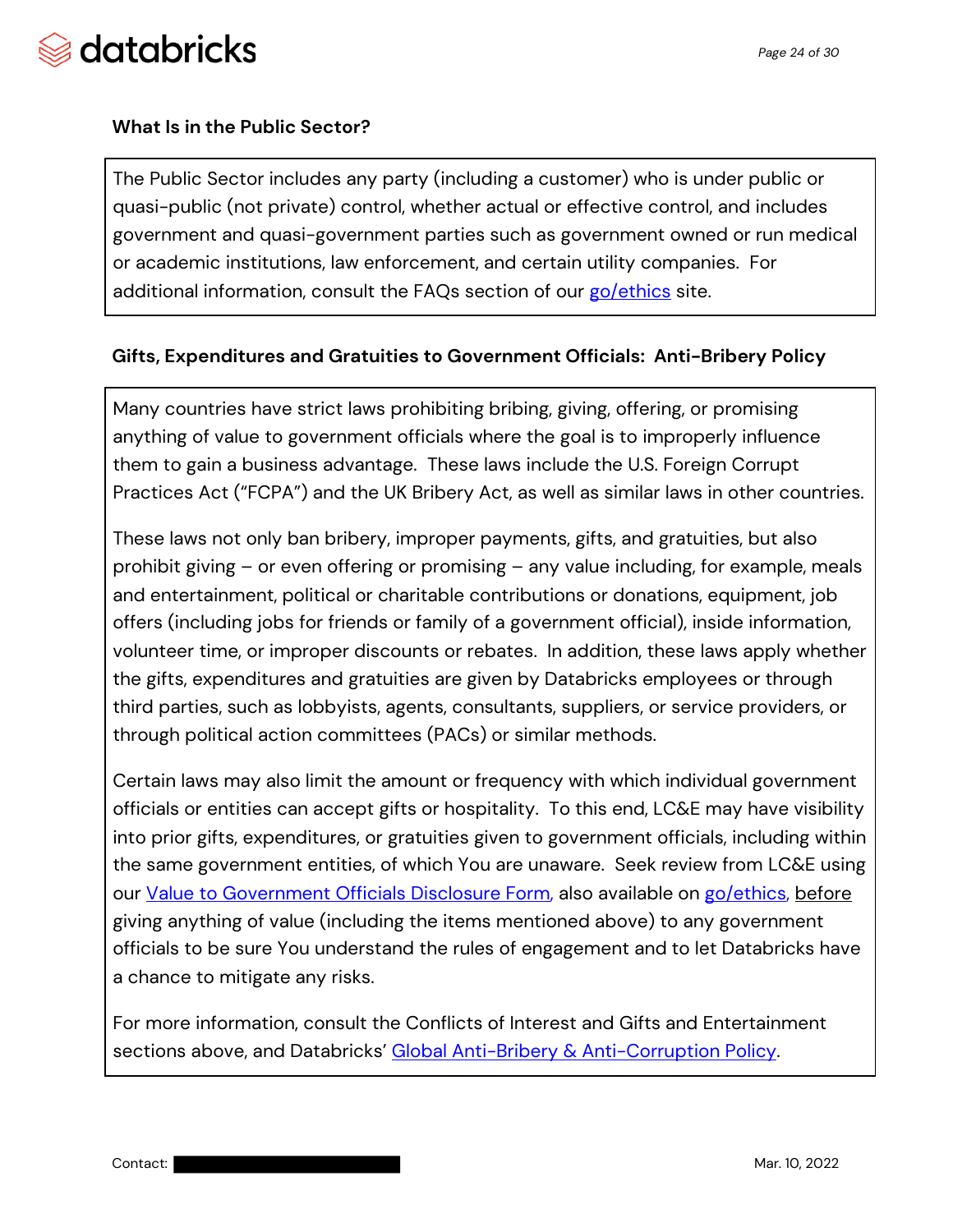### What Is in the Public Sector?

The Public Sector includes any party (including a customer) who is under public or quasi-public (not private) control, whether actual or effective control, and includes government and quasi-government parties such as government owned or run medical or academic institutions, law enforcement, and certain utility companies. For additional information, consult the FAQs section of our go/ethics site.

### Gifts, Expenditures and Gratuities to Government Officials: Anti-Bribery Policy

Many countries have strict laws prohibiting bribing, giving, offering, or promising anything of value to government officials where the goal is to improperly influence them to gain a business advantage. These laws include the U.S. Foreign Corrupt Practices Act ("FCPA") and the UK Bribery Act, as well as similar laws in other countries.

These laws not only ban bribery, improper payments, gifts, and gratuities, but also prohibit giving – or even offering or promising – any value including, for example, meals and entertainment, political or charitable contributions or donations, equipment, job offers (including jobs for friends or family of a government official), inside information, volunteer time, or improper discounts or rebates. In addition, these laws apply whether the gifts, expenditures and gratuities are given by Databricks employees or through third parties, such as lobbyists, agents, consultants, suppliers, or service providers, or through political action committees (PACs) or similar methods.

Certain laws may also limit the amount or frequency with which individual government officials or entities can accept gifts or hospitality. To this end, LC&E may have visibility into prior gifts, expenditures, or gratuities given to government officials, including within the same government entities, of which You are unaware. Seek review from LC&E using our Value to Government Officials Disclosure Form, also available on go/ethics, before giving anything of value (including the items mentioned above) to any government officials to be sure You understand the rules of engagement and to let Databricks have a chance to mitigate any risks.

For more information, consult the Conflicts of Interest and Gifts and Entertainment sections above, and Databricks' Global Anti-Bribery & Anti-Corruption Policy.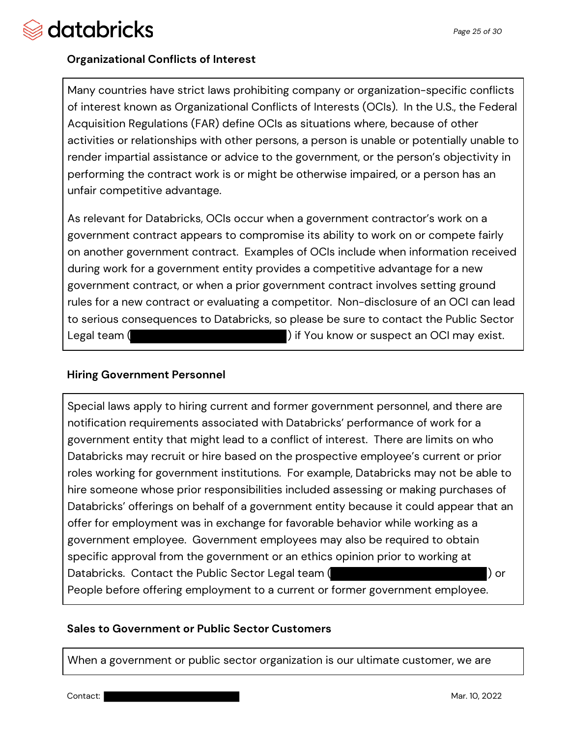### Organizational Conflicts of Interest

Many countries have strict laws prohibiting company or organization-specific conflicts of interest known as Organizational Conflicts of Interests (OCIs). In the U.S., the Federal Acquisition Regulations (FAR) define OCIs as situations where, because of other activities or relationships with other persons, a person is unable or potentially unable to render impartial assistance or advice to the government, or the person's objectivity in performing the contract work is or might be otherwise impaired, or a person has an unfair competitive advantage.

As relevant for Databricks, OCIs occur when a government contractor's work on a government contract appears to compromise its ability to work on or compete fairly on another government contract. Examples of OCIs include when information received during work for a government entity provides a competitive advantage for a new government contract, or when a prior government contract involves setting ground rules for a new contract or evaluating a competitor. Non-disclosure of an OCI can lead to serious consequences to Databricks, so please be sure to contact the Public Sector Legal team (█████████████████) if You know or suspect an OCI may exist.

### Hiring Government Personnel

Special laws apply to hiring current and former government personnel, and there are notification requirements associated with Databricks' performance of work for a government entity that might lead to a conflict of interest. There are limits on who Databricks may recruit or hire based on the prospective employee's current or prior roles working for government institutions. For example, Databricks may not be able to hire someone whose prior responsibilities included assessing or making purchases of Databricks' offerings on behalf of a government entity because it could appear that an offer for employment was in exchange for favorable behavior while working as a government employee. Government employees may also be required to obtain specific approval from the government or an ethics opinion prior to working at Databricks. Contact the Public Sector Legal team (█████████████████) or People before offering employment to a current or former government employee.

### Sales to Government or Public Sector Customers

When a government or public sector organization is our ultimate customer, we are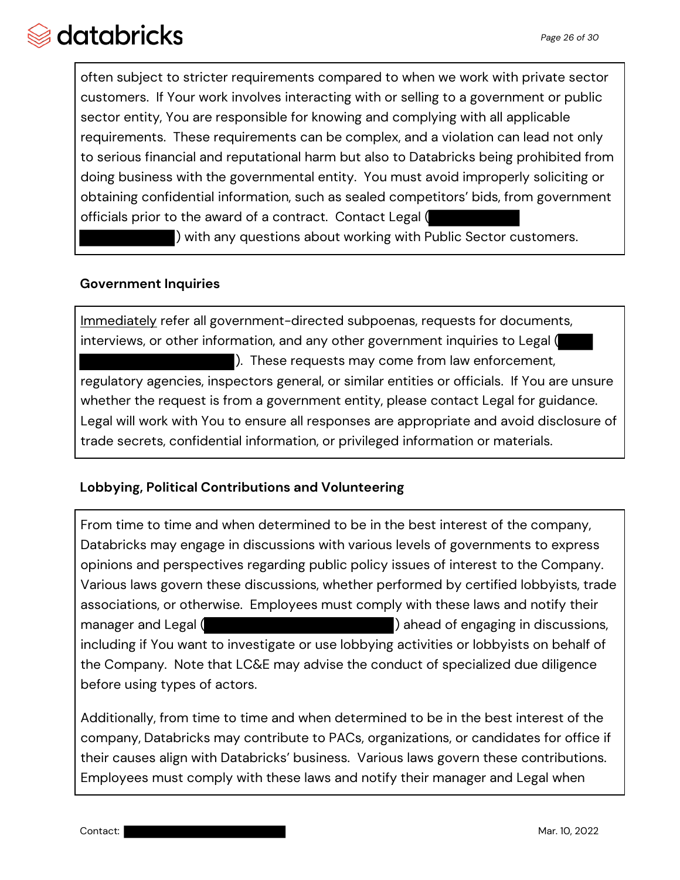often subject to stricter requirements compared to when we work with private sector customers. If Your work involves interacting with or selling to a government or public sector entity, You are responsible for knowing and complying with all applicable requirements. These requirements can be complex, and a violation can lead not only to serious financial and reputational harm but also to Databricks being prohibited from doing business with the governmental entity. You must avoid improperly soliciting or obtaining confidential information, such as sealed competitors' bids, from government officials prior to the award of a contract. Contact Legal ([REDACTED]) with any questions about working with Public Sector customers.

### Government Inquiries

Immediately refer all government-directed subpoenas, requests for documents, interviews, or other information, and any other government inquiries to Legal ([REDACTED]). These requests may come from law enforcement, regulatory agencies, inspectors general, or similar entities or officials. If You are unsure whether the request is from a government entity, please contact Legal for guidance. Legal will work with You to ensure all responses are appropriate and avoid disclosure of trade secrets, confidential information, or privileged information or materials.

### Lobbying, Political Contributions and Volunteering

From time to time and when determined to be in the best interest of the company, Databricks may engage in discussions with various levels of governments to express opinions and perspectives regarding public policy issues of interest to the Company. Various laws govern these discussions, whether performed by certified lobbyists, trade associations, or otherwise. Employees must comply with these laws and notify their manager and Legal ([REDACTED]) ahead of engaging in discussions, including if You want to investigate or use lobbying activities or lobbyists on behalf of the Company. Note that LC&E may advise the conduct of specialized due diligence before using types of actors.

Additionally, from time to time and when determined to be in the best interest of the company, Databricks may contribute to PACs, organizations, or candidates for office if their causes align with Databricks' business. Various laws govern these contributions. Employees must comply with these laws and notify their manager and Legal when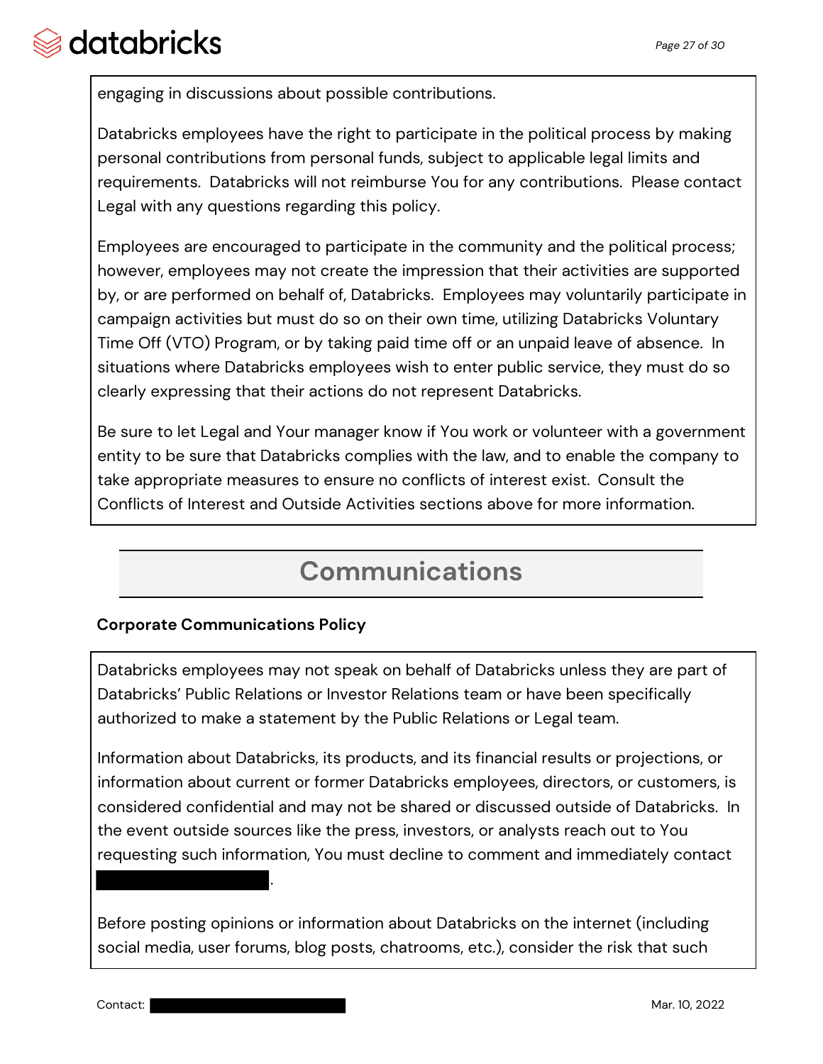engaging in discussions about possible contributions.

Databricks employees have the right to participate in the political process by making personal contributions from personal funds, subject to applicable legal limits and requirements. Databricks will not reimburse You for any contributions. Please contact Legal with any questions regarding this policy.

Employees are encouraged to participate in the community and the political process; however, employees may not create the impression that their activities are supported by, or are performed on behalf of, Databricks. Employees may voluntarily participate in campaign activities but must do so on their own time, utilizing Databricks Voluntary Time Off (VTO) Program, or by taking paid time off or an unpaid leave of absence. In situations where Databricks employees wish to enter public service, they must do so clearly expressing that their actions do not represent Databricks.

Be sure to let Legal and Your manager know if You work or volunteer with a government entity to be sure that Databricks complies with the law, and to enable the company to take appropriate measures to ensure no conflicts of interest exist. Consult the Conflicts of Interest and Outside Activities sections above for more information.

# Communications

**Corporate Communications Policy**

Databricks employees may not speak on behalf of Databricks unless they are part of Databricks' Public Relations or Investor Relations team or have been specifically authorized to make a statement by the Public Relations or Legal team.

Information about Databricks, its products, and its financial results or projections, or information about current or former Databricks employees, directors, or customers, is considered confidential and may not be shared or discussed outside of Databricks. In the event outside sources like the press, investors, or analysts reach out to You requesting such information, You must decline to comment and immediately contact [REDACTED].

Before posting opinions or information about Databricks on the internet (including social media, user forums, blog posts, chatrooms, etc.), consider the risk that such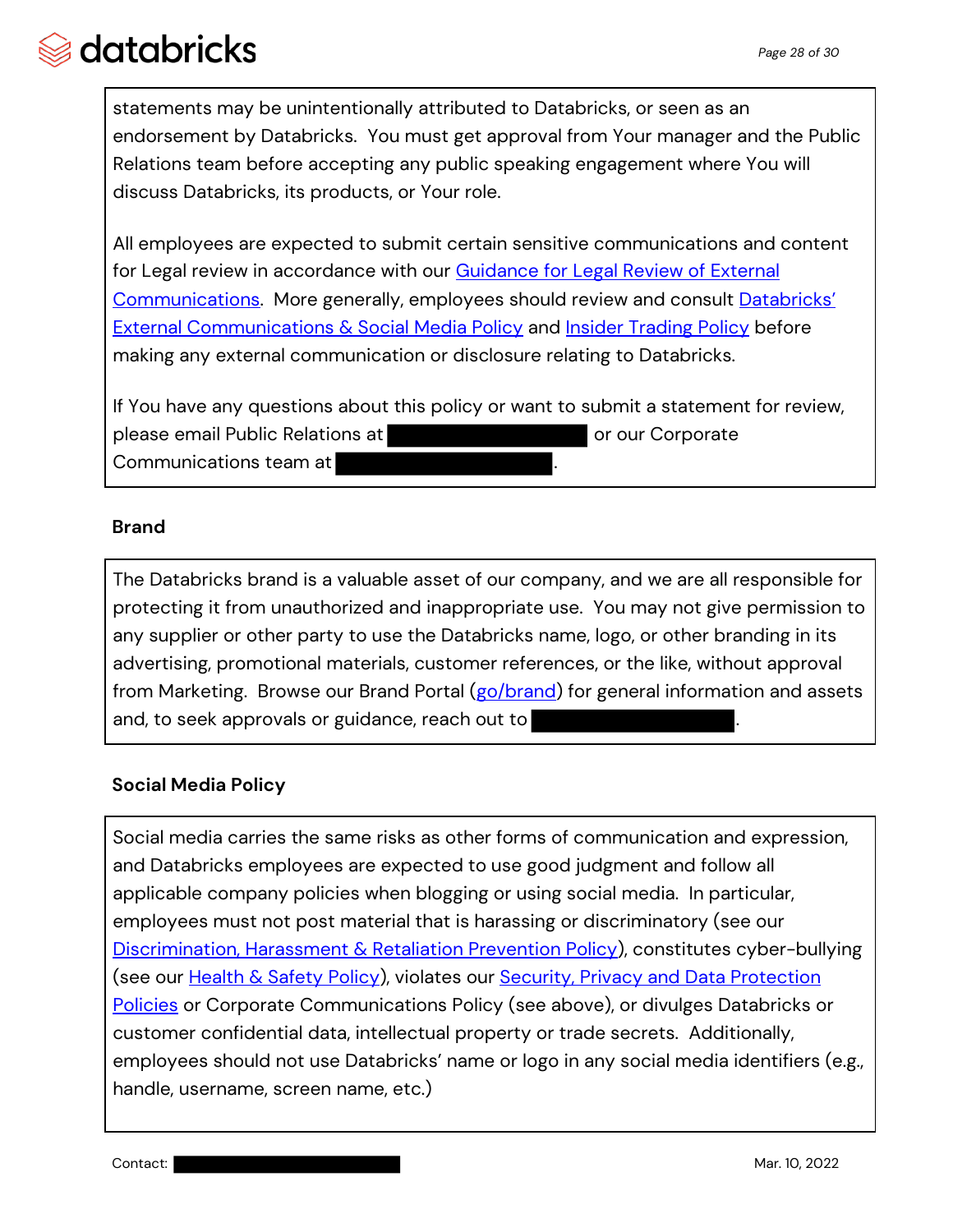statements may be unintentionally attributed to Databricks, or seen as an endorsement by Databricks. You must get approval from Your manager and the Public Relations team before accepting any public speaking engagement where You will discuss Databricks, its products, or Your role.

All employees are expected to submit certain sensitive communications and content for Legal review in accordance with our Guidance for Legal Review of External Communications. More generally, employees should review and consult Databricks' External Communications & Social Media Policy and Insider Trading Policy before making any external communication or disclosure relating to Databricks.

If You have any questions about this policy or want to submit a statement for review, please email Public Relations at [REDACTED] or our Corporate Communications team at [REDACTED].

**Brand**

The Databricks brand is a valuable asset of our company, and we are all responsible for protecting it from unauthorized and inappropriate use. You may not give permission to any supplier or other party to use the Databricks name, logo, or other branding in its advertising, promotional materials, customer references, or the like, without approval from Marketing. Browse our Brand Portal (go/brand) for general information and assets and, to seek approvals or guidance, reach out to [REDACTED].

**Social Media Policy**

Social media carries the same risks as other forms of communication and expression, and Databricks employees are expected to use good judgment and follow all applicable company policies when blogging or using social media. In particular, employees must not post material that is harassing or discriminatory (see our Discrimination, Harassment & Retaliation Prevention Policy), constitutes cyber-bullying (see our Health & Safety Policy), violates our Security, Privacy and Data Protection Policies or Corporate Communications Policy (see above), or divulges Databricks or customer confidential data, intellectual property or trade secrets. Additionally, employees should not use Databricks' name or logo in any social media identifiers (e.g., handle, username, screen name, etc.)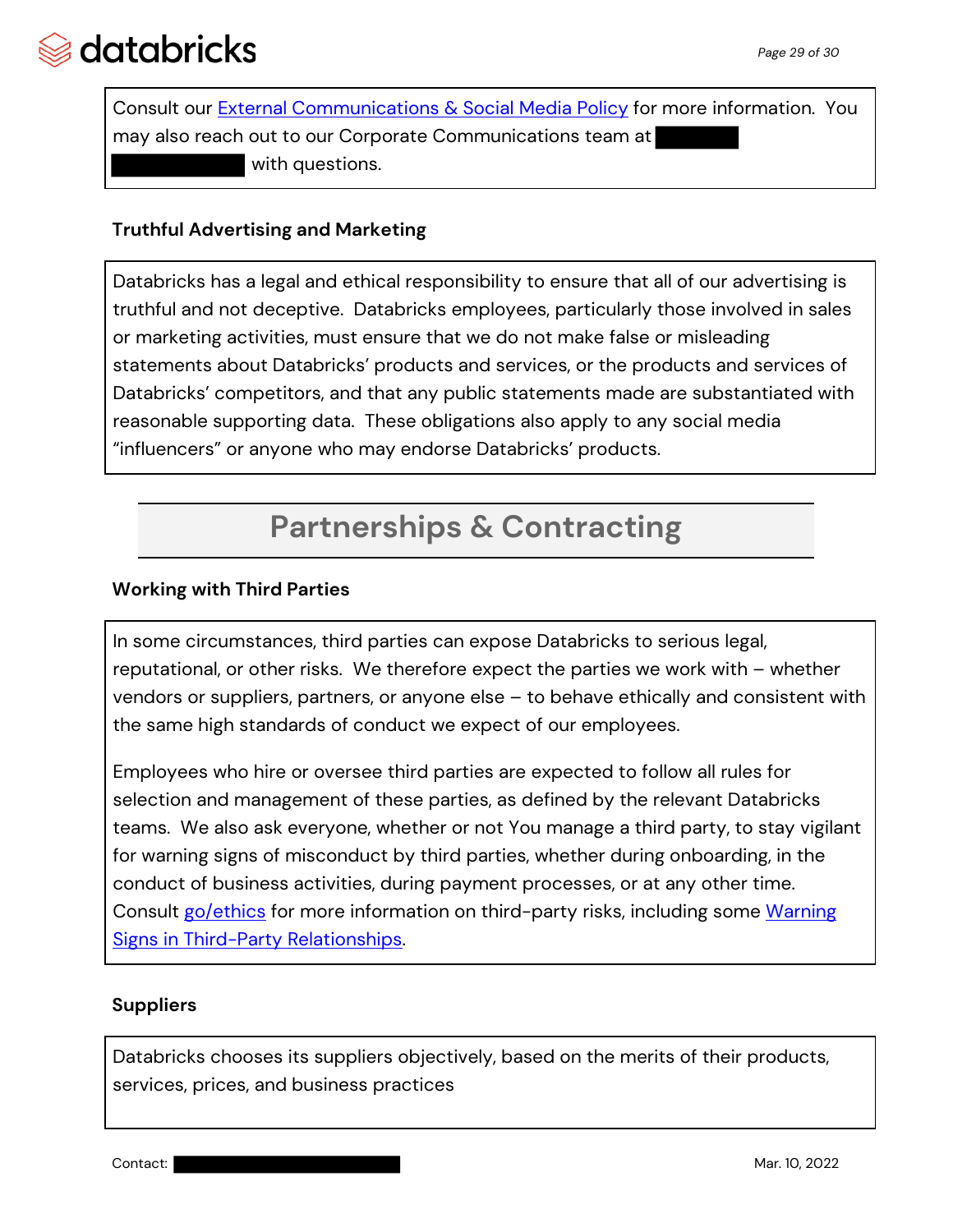Consult our [External Communications & Social Media Policy] for more information. You may also reach out to our Corporate Communications team at [REDACTED] with questions.

### Truthful Advertising and Marketing

Databricks has a legal and ethical responsibility to ensure that all of our advertising is truthful and not deceptive. Databricks employees, particularly those involved in sales or marketing activities, must ensure that we do not make false or misleading statements about Databricks' products and services, or the products and services of Databricks' competitors, and that any public statements made are substantiated with reasonable supporting data. These obligations also apply to any social media "influencers" or anyone who may endorse Databricks' products.

## Partnerships & Contracting

### Working with Third Parties

In some circumstances, third parties can expose Databricks to serious legal, reputational, or other risks. We therefore expect the parties we work with – whether vendors or suppliers, partners, or anyone else – to behave ethically and consistent with the same high standards of conduct we expect of our employees.

Employees who hire or oversee third parties are expected to follow all rules for selection and management of these parties, as defined by the relevant Databricks teams. We also ask everyone, whether or not You manage a third party, to stay vigilant for warning signs of misconduct by third parties, whether during onboarding, in the conduct of business activities, during payment processes, or at any other time. Consult [go/ethics] for more information on third-party risks, including some [Warning Signs in Third-Party Relationships].

### Suppliers

Databricks chooses its suppliers objectively, based on the merits of their products, services, prices, and business practices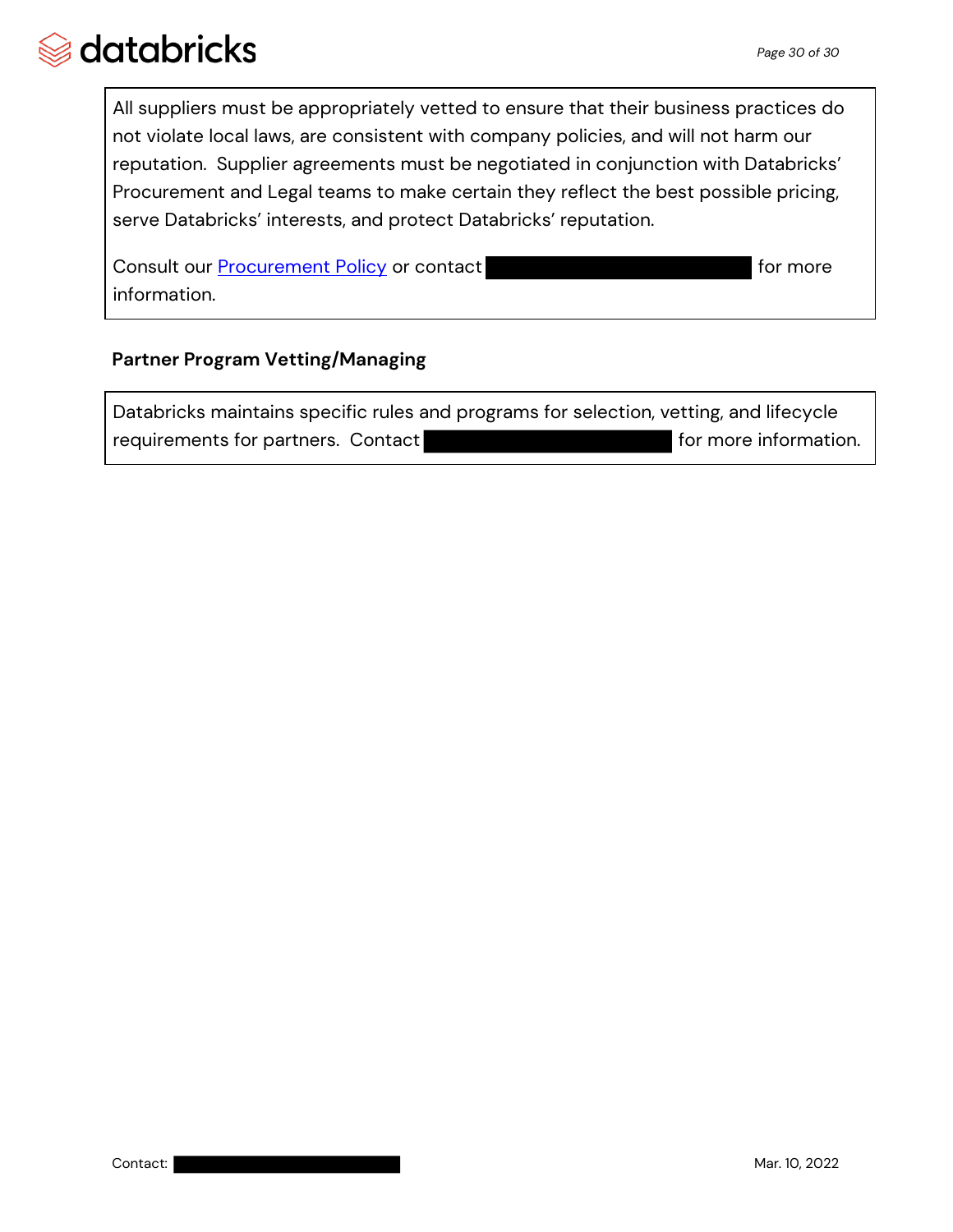All suppliers must be appropriately vetted to ensure that their business practices do not violate local laws, are consistent with company policies, and will not harm our reputation. Supplier agreements must be negotiated in conjunction with Databricks' Procurement and Legal teams to make certain they reflect the best possible pricing, serve Databricks' interests, and protect Databricks' reputation.

Consult our Procurement Policy or contact [REDACTED] for more information.

**Partner Program Vetting/Managing**

Databricks maintains specific rules and programs for selection, vetting, and lifecycle requirements for partners. Contact [REDACTED] for more information.